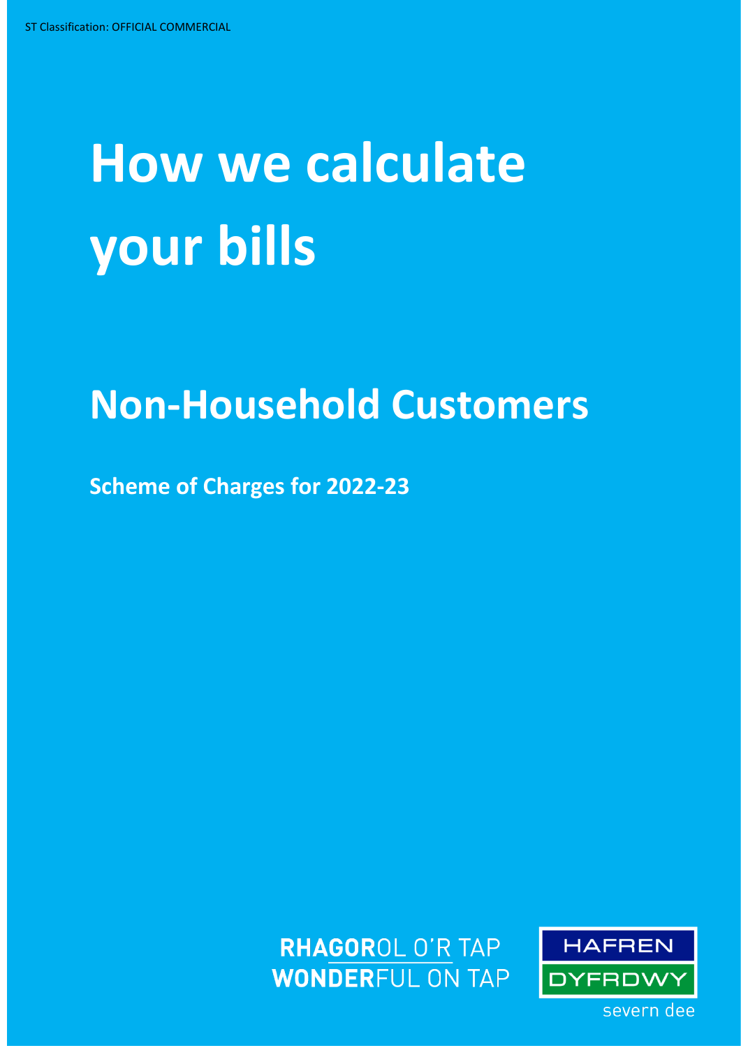ST Classification: OFFICIAL COMMERCIAL

# How we calculate your bills

## Non-Household Customers

**Scheme of Charges for 2022-23**

**RHAGOR**OL O'R TAP
**WONDER**FUL ON TAP

HAFREN
DYFRDWY
severn dee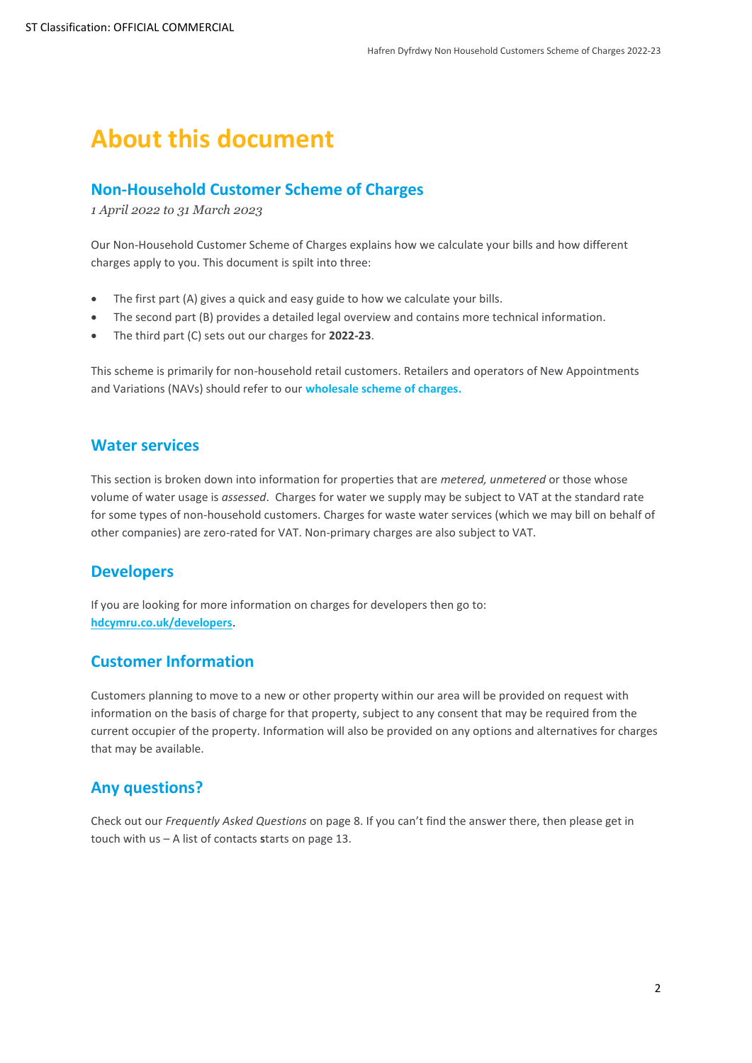# About this document

## Non-Household Customer Scheme of Charges

*1 April 2022 to 31 March 2023*

Our Non-Household Customer Scheme of Charges explains how we calculate your bills and how different charges apply to you. This document is spilt into three:

- The first part (A) gives a quick and easy guide to how we calculate your bills.
- The second part (B) provides a detailed legal overview and contains more technical information.
- The third part (C) sets out our charges for **2022-23**.

This scheme is primarily for non-household retail customers. Retailers and operators of New Appointments and Variations (NAVs) should refer to our **wholesale scheme of charges.**

## Water services

This section is broken down into information for properties that are *metered, unmetered* or those whose volume of water usage is *assessed*. Charges for water we supply may be subject to VAT at the standard rate for some types of non-household customers. Charges for waste water services (which we may bill on behalf of other companies) are zero-rated for VAT. Non-primary charges are also subject to VAT.

## Developers

If you are looking for more information on charges for developers then go to: **hdcymru.co.uk/developers**.

## Customer Information

Customers planning to move to a new or other property within our area will be provided on request with information on the basis of charge for that property, subject to any consent that may be required from the current occupier of the property. Information will also be provided on any options and alternatives for charges that may be available.

## Any questions?

Check out our *Frequently Asked Questions* on page 8. If you can't find the answer there, then please get in touch with us – A list of contacts **s**tarts on page 13.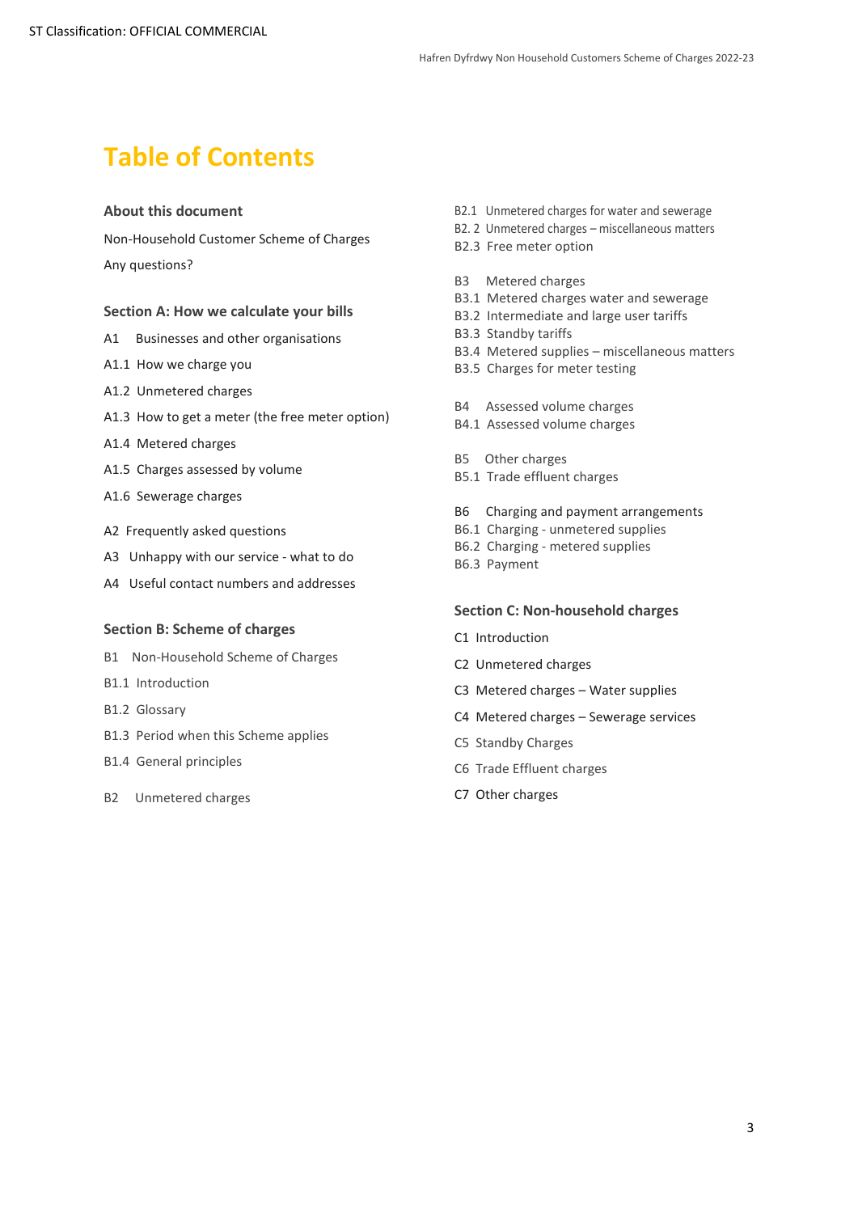# Table of Contents

**About this document**

Non-Household Customer Scheme of Charges

Any questions?

**Section A: How we calculate your bills**

A1 Businesses and other organisations

A1.1 How we charge you

A1.2 Unmetered charges

A1.3 How to get a meter (the free meter option)

A1.4 Metered charges

A1.5 Charges assessed by volume

A1.6 Sewerage charges

A2 Frequently asked questions

A3 Unhappy with our service - what to do

A4 Useful contact numbers and addresses

**Section B: Scheme of charges**

B1 Non-Household Scheme of Charges

B1.1 Introduction

B1.2 Glossary

B1.3 Period when this Scheme applies

B1.4 General principles

B2 Unmetered charges

B2.1 Unmetered charges for water and sewerage

B2. 2 Unmetered charges – miscellaneous matters

B2.3 Free meter option

B3 Metered charges

B3.1 Metered charges water and sewerage

B3.2 Intermediate and large user tariffs

B3.3 Standby tariffs

B3.4 Metered supplies – miscellaneous matters

B3.5 Charges for meter testing

B4 Assessed volume charges

B4.1 Assessed volume charges

B5 Other charges

B5.1 Trade effluent charges

B6 Charging and payment arrangements

B6.1 Charging - unmetered supplies

B6.2 Charging - metered supplies

B6.3 Payment

**Section C: Non-household charges**

C1 Introduction

C2 Unmetered charges

C3 Metered charges – Water supplies

C4 Metered charges – Sewerage services

C5 Standby Charges

C6 Trade Effluent charges

C7 Other charges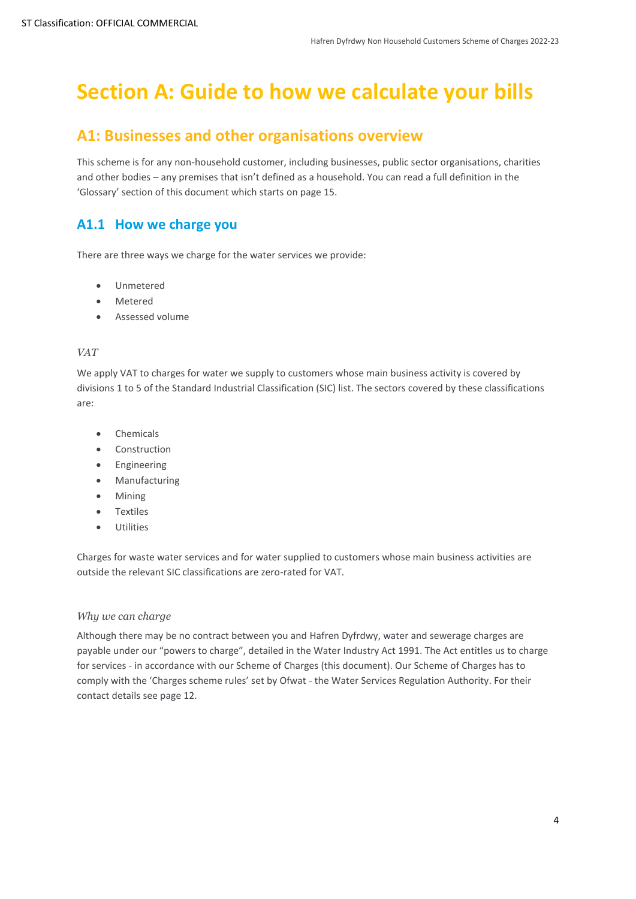# Section A: Guide to how we calculate your bills

## A1: Businesses and other organisations overview

This scheme is for any non-household customer, including businesses, public sector organisations, charities and other bodies – any premises that isn't defined as a household. You can read a full definition in the 'Glossary' section of this document which starts on page 15.

### A1.1 How we charge you

There are three ways we charge for the water services we provide:

- Unmetered
- Metered
- Assessed volume

*VAT*

We apply VAT to charges for water we supply to customers whose main business activity is covered by divisions 1 to 5 of the Standard Industrial Classification (SIC) list. The sectors covered by these classifications are:

- Chemicals
- Construction
- Engineering
- Manufacturing
- Mining
- Textiles
- Utilities

Charges for waste water services and for water supplied to customers whose main business activities are outside the relevant SIC classifications are zero-rated for VAT.

*Why we can charge*

Although there may be no contract between you and Hafren Dyfrdwy, water and sewerage charges are payable under our "powers to charge", detailed in the Water Industry Act 1991. The Act entitles us to charge for services - in accordance with our Scheme of Charges (this document). Our Scheme of Charges has to comply with the 'Charges scheme rules' set by Ofwat - the Water Services Regulation Authority. For their contact details see page 12.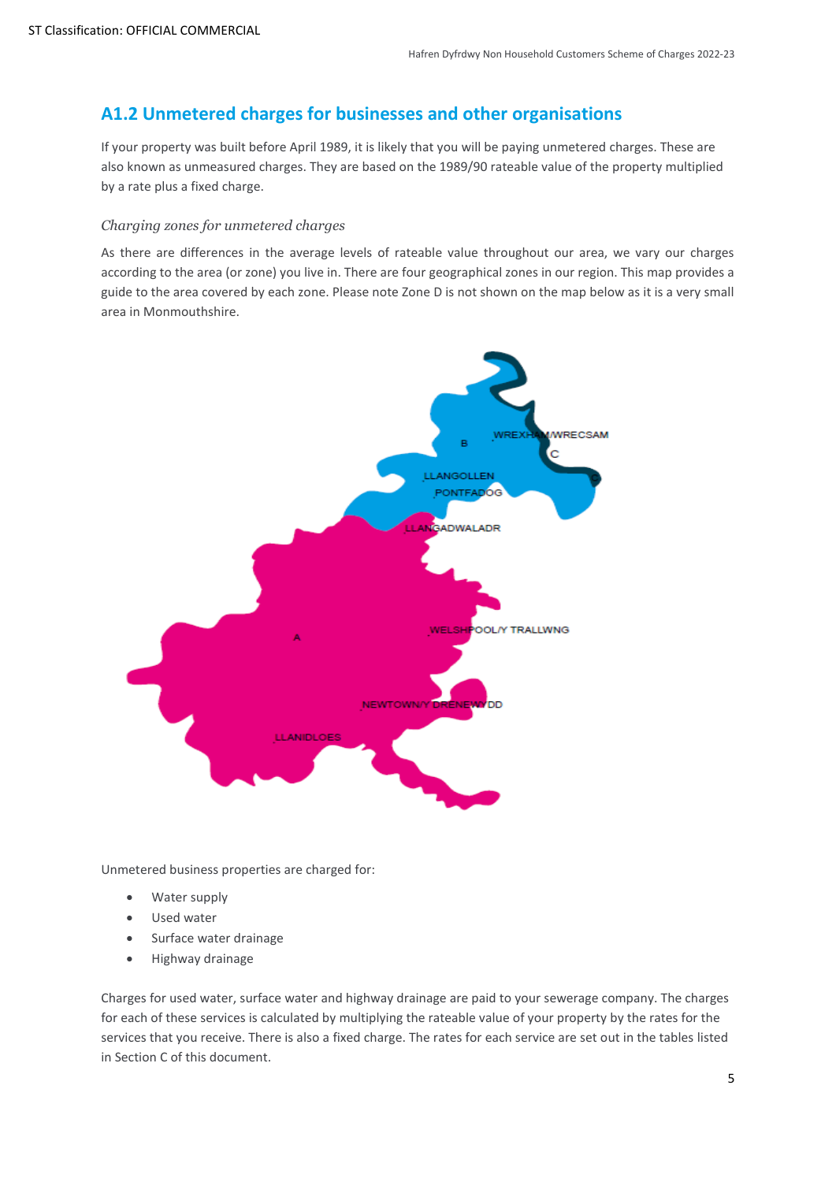## A1.2 Unmetered charges for businesses and other organisations

If your property was built before April 1989, it is likely that you will be paying unmetered charges. These are also known as unmeasured charges. They are based on the 1989/90 rateable value of the property multiplied by a rate plus a fixed charge.

*Charging zones for unmetered charges*

As there are differences in the average levels of rateable value throughout our area, we vary our charges according to the area (or zone) you live in. There are four geographical zones in our region. This map provides a guide to the area covered by each zone. Please note Zone D is not shown on the map below as it is a very small area in Monmouthshire.

Unmetered business properties are charged for:

- Water supply
- Used water
- Surface water drainage
- Highway drainage

Charges for used water, surface water and highway drainage are paid to your sewerage company. The charges for each of these services is calculated by multiplying the rateable value of your property by the rates for the services that you receive. There is also a fixed charge. The rates for each service are set out in the tables listed in Section C of this document.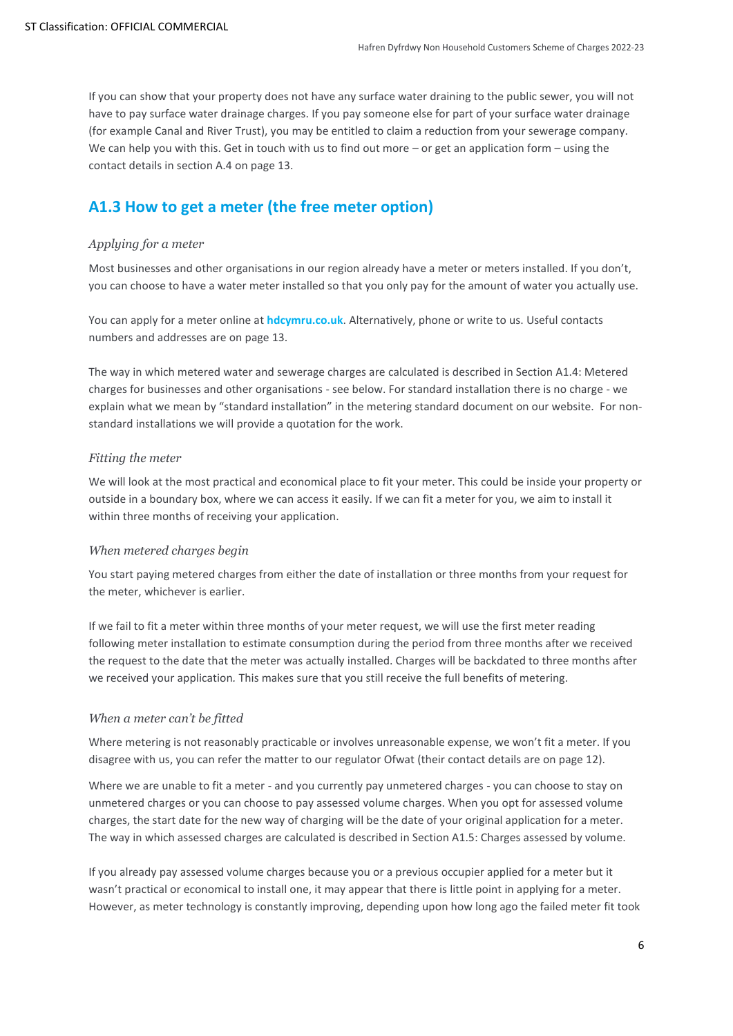If you can show that your property does not have any surface water draining to the public sewer, you will not have to pay surface water drainage charges. If you pay someone else for part of your surface water drainage (for example Canal and River Trust), you may be entitled to claim a reduction from your sewerage company. We can help you with this. Get in touch with us to find out more – or get an application form – using the contact details in section A.4 on page 13.

## A1.3 How to get a meter (the free meter option)

*Applying for a meter*

Most businesses and other organisations in our region already have a meter or meters installed. If you don't, you can choose to have a water meter installed so that you only pay for the amount of water you actually use.

You can apply for a meter online at **hdcymru.co.uk**. Alternatively, phone or write to us. Useful contacts numbers and addresses are on page 13.

The way in which metered water and sewerage charges are calculated is described in Section A1.4: Metered charges for businesses and other organisations - see below. For standard installation there is no charge - we explain what we mean by "standard installation" in the metering standard document on our website. For non-standard installations we will provide a quotation for the work.

*Fitting the meter*

We will look at the most practical and economical place to fit your meter. This could be inside your property or outside in a boundary box, where we can access it easily. If we can fit a meter for you, we aim to install it within three months of receiving your application.

*When metered charges begin*

You start paying metered charges from either the date of installation or three months from your request for the meter, whichever is earlier.

If we fail to fit a meter within three months of your meter request, we will use the first meter reading following meter installation to estimate consumption during the period from three months after we received the request to the date that the meter was actually installed. Charges will be backdated to three months after we received your application. This makes sure that you still receive the full benefits of metering.

*When a meter can't be fitted*

Where metering is not reasonably practicable or involves unreasonable expense, we won't fit a meter. If you disagree with us, you can refer the matter to our regulator Ofwat (their contact details are on page 12).

Where we are unable to fit a meter - and you currently pay unmetered charges - you can choose to stay on unmetered charges or you can choose to pay assessed volume charges. When you opt for assessed volume charges, the start date for the new way of charging will be the date of your original application for a meter. The way in which assessed charges are calculated is described in Section A1.5: Charges assessed by volume.

If you already pay assessed volume charges because you or a previous occupier applied for a meter but it wasn't practical or economical to install one, it may appear that there is little point in applying for a meter. However, as meter technology is constantly improving, depending upon how long ago the failed meter fit took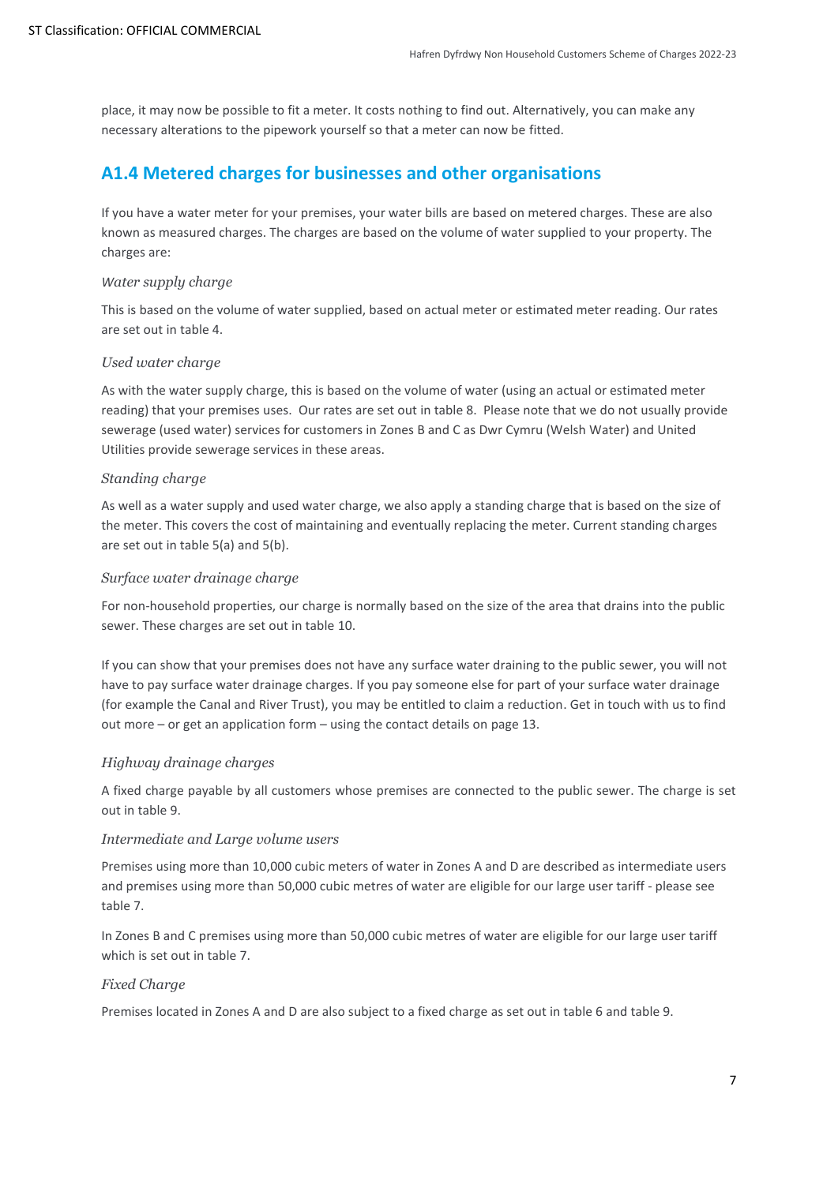place, it may now be possible to fit a meter. It costs nothing to find out. Alternatively, you can make any necessary alterations to the pipework yourself so that a meter can now be fitted.

## A1.4 Metered charges for businesses and other organisations

If you have a water meter for your premises, your water bills are based on metered charges. These are also known as measured charges. The charges are based on the volume of water supplied to your property. The charges are:

*Water supply charge*

This is based on the volume of water supplied, based on actual meter or estimated meter reading. Our rates are set out in table 4.

*Used water charge*

As with the water supply charge, this is based on the volume of water (using an actual or estimated meter reading) that your premises uses. Our rates are set out in table 8. Please note that we do not usually provide sewerage (used water) services for customers in Zones B and C as Dwr Cymru (Welsh Water) and United Utilities provide sewerage services in these areas.

*Standing charge*

As well as a water supply and used water charge, we also apply a standing charge that is based on the size of the meter. This covers the cost of maintaining and eventually replacing the meter. Current standing charges are set out in table 5(a) and 5(b).

*Surface water drainage charge*

For non-household properties, our charge is normally based on the size of the area that drains into the public sewer. These charges are set out in table 10.

If you can show that your premises does not have any surface water draining to the public sewer, you will not have to pay surface water drainage charges. If you pay someone else for part of your surface water drainage (for example the Canal and River Trust), you may be entitled to claim a reduction. Get in touch with us to find out more – or get an application form – using the contact details on page 13.

*Highway drainage charges*

A fixed charge payable by all customers whose premises are connected to the public sewer. The charge is set out in table 9.

*Intermediate and Large volume users*

Premises using more than 10,000 cubic meters of water in Zones A and D are described as intermediate users and premises using more than 50,000 cubic metres of water are eligible for our large user tariff - please see table 7.

In Zones B and C premises using more than 50,000 cubic metres of water are eligible for our large user tariff which is set out in table 7.

*Fixed Charge*

Premises located in Zones A and D are also subject to a fixed charge as set out in table 6 and table 9.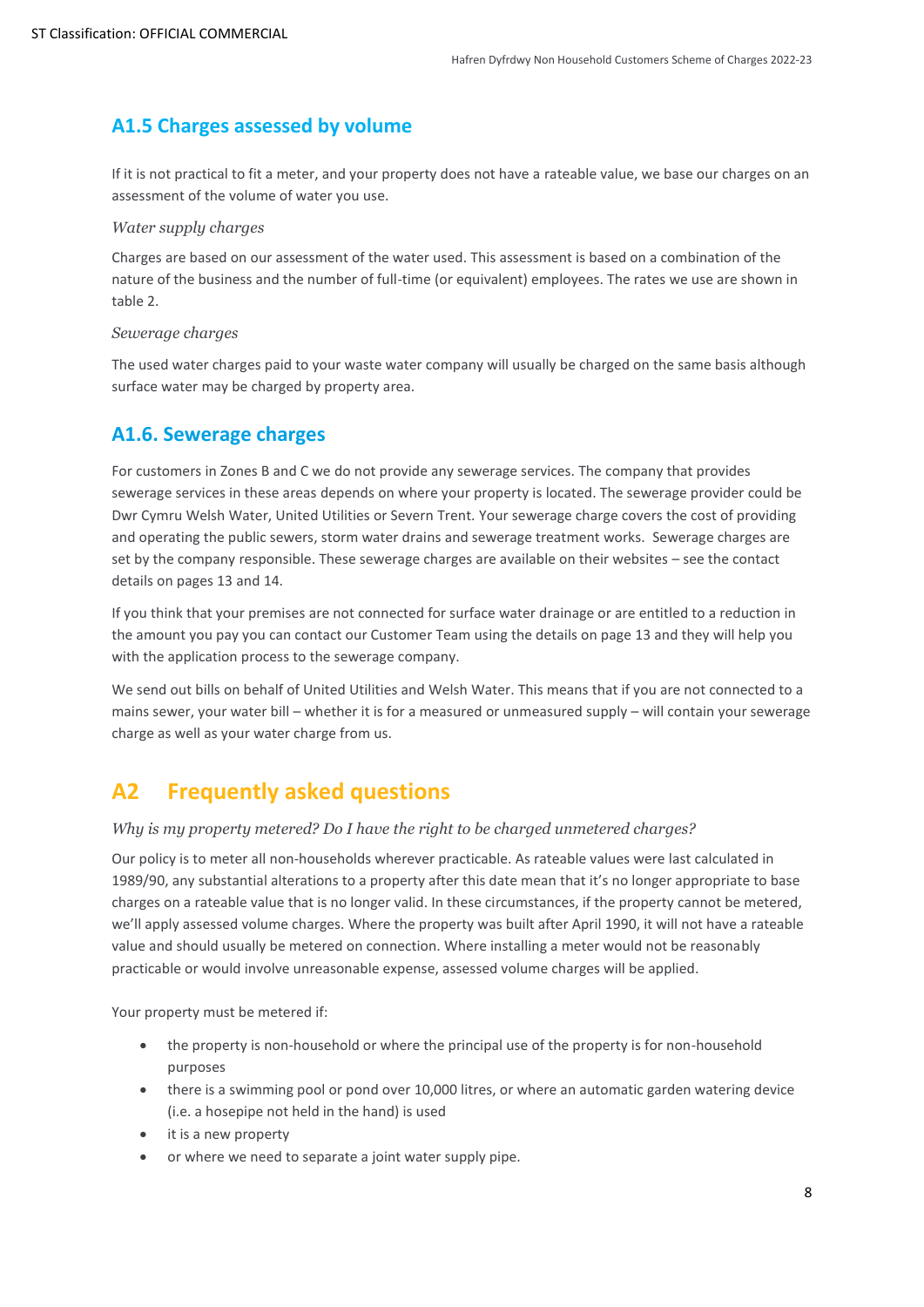## A1.5 Charges assessed by volume

If it is not practical to fit a meter, and your property does not have a rateable value, we base our charges on an assessment of the volume of water you use.

*Water supply charges*

Charges are based on our assessment of the water used. This assessment is based on a combination of the nature of the business and the number of full-time (or equivalent) employees. The rates we use are shown in table 2.

*Sewerage charges*

The used water charges paid to your waste water company will usually be charged on the same basis although surface water may be charged by property area.

## A1.6. Sewerage charges

For customers in Zones B and C we do not provide any sewerage services. The company that provides sewerage services in these areas depends on where your property is located. The sewerage provider could be Dwr Cymru Welsh Water, United Utilities or Severn Trent. Your sewerage charge covers the cost of providing and operating the public sewers, storm water drains and sewerage treatment works. Sewerage charges are set by the company responsible. These sewerage charges are available on their websites – see the contact details on pages 13 and 14.

If you think that your premises are not connected for surface water drainage or are entitled to a reduction in the amount you pay you can contact our Customer Team using the details on page 13 and they will help you with the application process to the sewerage company.

We send out bills on behalf of United Utilities and Welsh Water. This means that if you are not connected to a mains sewer, your water bill – whether it is for a measured or unmeasured supply – will contain your sewerage charge as well as your water charge from us.

# A2 Frequently asked questions

*Why is my property metered? Do I have the right to be charged unmetered charges?*

Our policy is to meter all non-households wherever practicable. As rateable values were last calculated in 1989/90, any substantial alterations to a property after this date mean that it's no longer appropriate to base charges on a rateable value that is no longer valid. In these circumstances, if the property cannot be metered, we'll apply assessed volume charges. Where the property was built after April 1990, it will not have a rateable value and should usually be metered on connection. Where installing a meter would not be reasonably practicable or would involve unreasonable expense, assessed volume charges will be applied.

Your property must be metered if:

- the property is non-household or where the principal use of the property is for non-household purposes
- there is a swimming pool or pond over 10,000 litres, or where an automatic garden watering device (i.e. a hosepipe not held in the hand) is used
- it is a new property
- or where we need to separate a joint water supply pipe.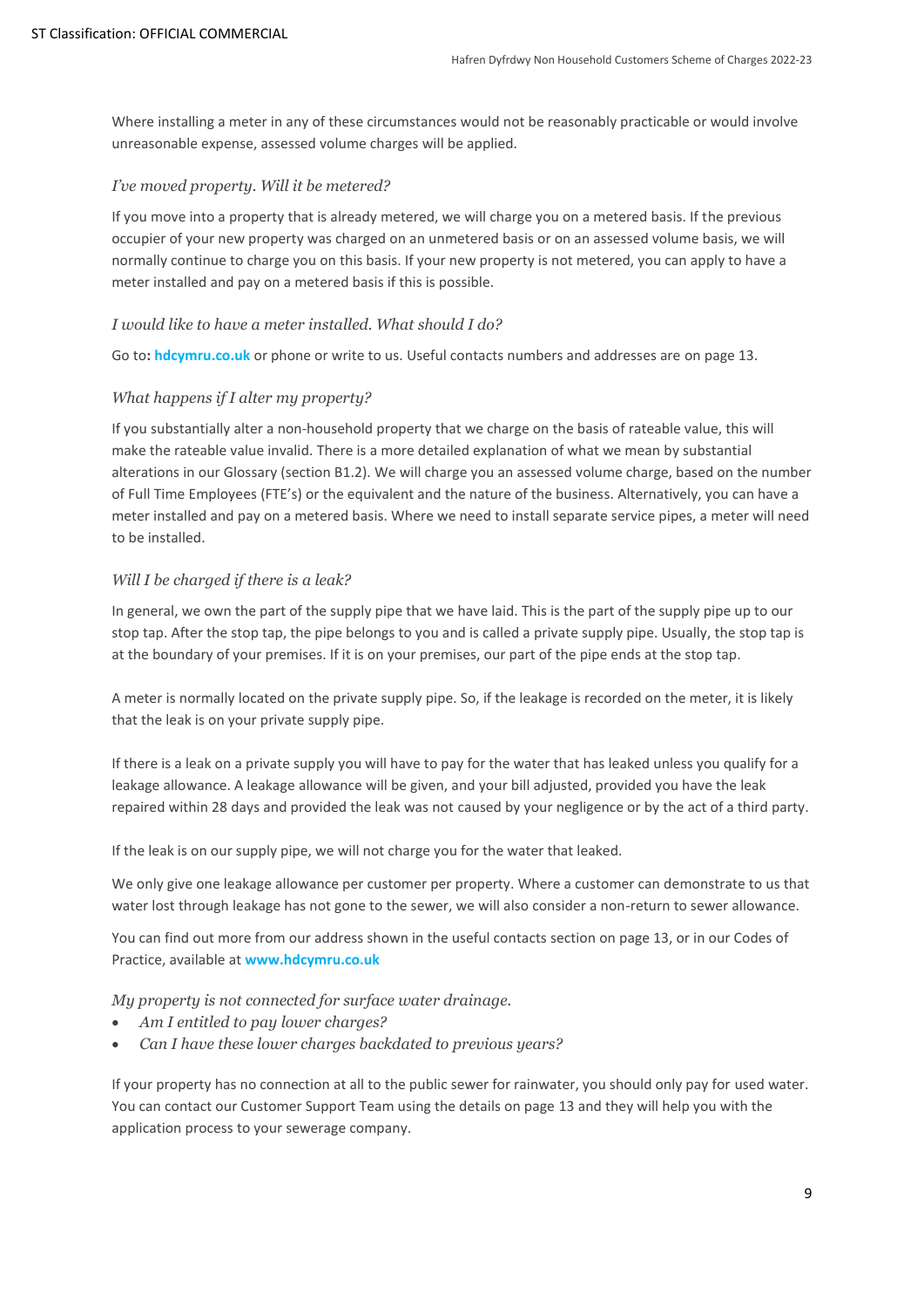Where installing a meter in any of these circumstances would not be reasonably practicable or would involve unreasonable expense, assessed volume charges will be applied.

### *I've moved property. Will it be metered?*

If you move into a property that is already metered, we will charge you on a metered basis. If the previous occupier of your new property was charged on an unmetered basis or on an assessed volume basis, we will normally continue to charge you on this basis. If your new property is not metered, you can apply to have a meter installed and pay on a metered basis if this is possible.

### *I would like to have a meter installed. What should I do?*

Go to: **hdcymru.co.uk** or phone or write to us. Useful contacts numbers and addresses are on page 13.

### *What happens if I alter my property?*

If you substantially alter a non-household property that we charge on the basis of rateable value, this will make the rateable value invalid. There is a more detailed explanation of what we mean by substantial alterations in our Glossary (section B1.2). We will charge you an assessed volume charge, based on the number of Full Time Employees (FTE's) or the equivalent and the nature of the business. Alternatively, you can have a meter installed and pay on a metered basis. Where we need to install separate service pipes, a meter will need to be installed.

### *Will I be charged if there is a leak?*

In general, we own the part of the supply pipe that we have laid. This is the part of the supply pipe up to our stop tap. After the stop tap, the pipe belongs to you and is called a private supply pipe. Usually, the stop tap is at the boundary of your premises. If it is on your premises, our part of the pipe ends at the stop tap.

A meter is normally located on the private supply pipe. So, if the leakage is recorded on the meter, it is likely that the leak is on your private supply pipe.

If there is a leak on a private supply you will have to pay for the water that has leaked unless you qualify for a leakage allowance. A leakage allowance will be given, and your bill adjusted, provided you have the leak repaired within 28 days and provided the leak was not caused by your negligence or by the act of a third party.

If the leak is on our supply pipe, we will not charge you for the water that leaked.

We only give one leakage allowance per customer per property. Where a customer can demonstrate to us that water lost through leakage has not gone to the sewer, we will also consider a non-return to sewer allowance.

You can find out more from our address shown in the useful contacts section on page 13, or in our Codes of Practice, available at **www.hdcymru.co.uk**

### *My property is not connected for surface water drainage.*

- *Am I entitled to pay lower charges?*
- *Can I have these lower charges backdated to previous years?*

If your property has no connection at all to the public sewer for rainwater, you should only pay for used water. You can contact our Customer Support Team using the details on page 13 and they will help you with the application process to your sewerage company.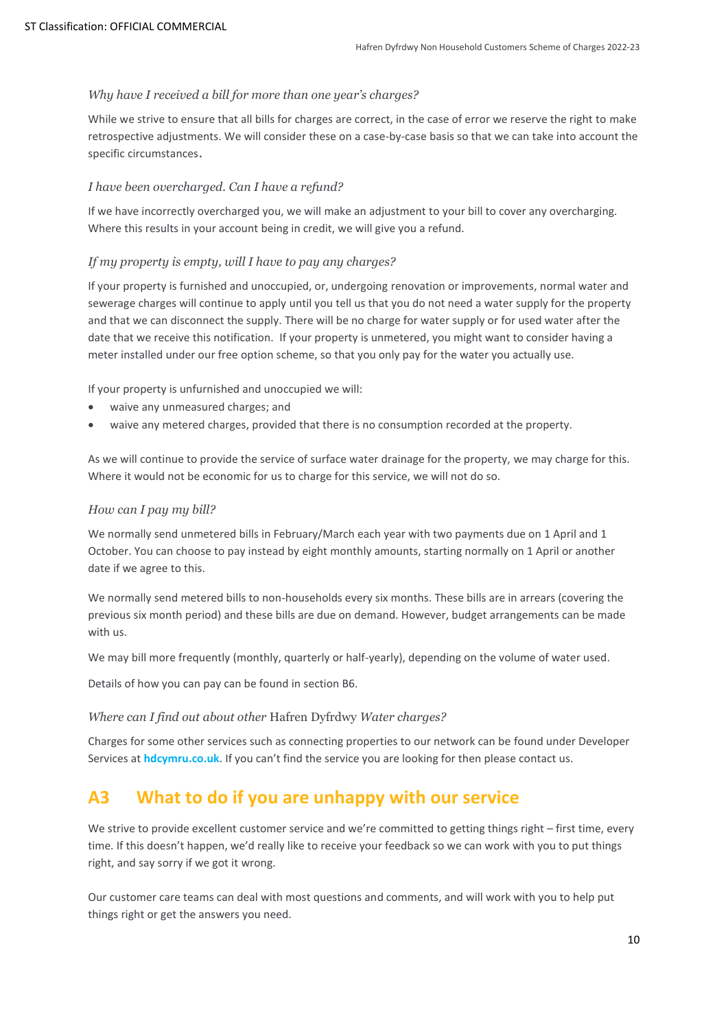### *Why have I received a bill for more than one year's charges?*

While we strive to ensure that all bills for charges are correct, in the case of error we reserve the right to make retrospective adjustments. We will consider these on a case-by-case basis so that we can take into account the specific circumstances.

### *I have been overcharged. Can I have a refund?*

If we have incorrectly overcharged you, we will make an adjustment to your bill to cover any overcharging. Where this results in your account being in credit, we will give you a refund.

### *If my property is empty, will I have to pay any charges?*

If your property is furnished and unoccupied, or, undergoing renovation or improvements, normal water and sewerage charges will continue to apply until you tell us that you do not need a water supply for the property and that we can disconnect the supply. There will be no charge for water supply or for used water after the date that we receive this notification. If your property is unmetered, you might want to consider having a meter installed under our free option scheme, so that you only pay for the water you actually use.

If your property is unfurnished and unoccupied we will:

- waive any unmeasured charges; and
- waive any metered charges, provided that there is no consumption recorded at the property.

As we will continue to provide the service of surface water drainage for the property, we may charge for this. Where it would not be economic for us to charge for this service, we will not do so.

### *How can I pay my bill?*

We normally send unmetered bills in February/March each year with two payments due on 1 April and 1 October. You can choose to pay instead by eight monthly amounts, starting normally on 1 April or another date if we agree to this.

We normally send metered bills to non-households every six months. These bills are in arrears (covering the previous six month period) and these bills are due on demand. However, budget arrangements can be made with us.

We may bill more frequently (monthly, quarterly or half-yearly), depending on the volume of water used.

Details of how you can pay can be found in section B6.

### *Where can I find out about other* Hafren Dyfrdwy *Water charges?*

Charges for some other services such as connecting properties to our network can be found under Developer Services at **hdcymru.co.uk**. If you can't find the service you are looking for then please contact us.

## A3 What to do if you are unhappy with our service

We strive to provide excellent customer service and we're committed to getting things right – first time, every time. If this doesn't happen, we'd really like to receive your feedback so we can work with you to put things right, and say sorry if we got it wrong.

Our customer care teams can deal with most questions and comments, and will work with you to help put things right or get the answers you need.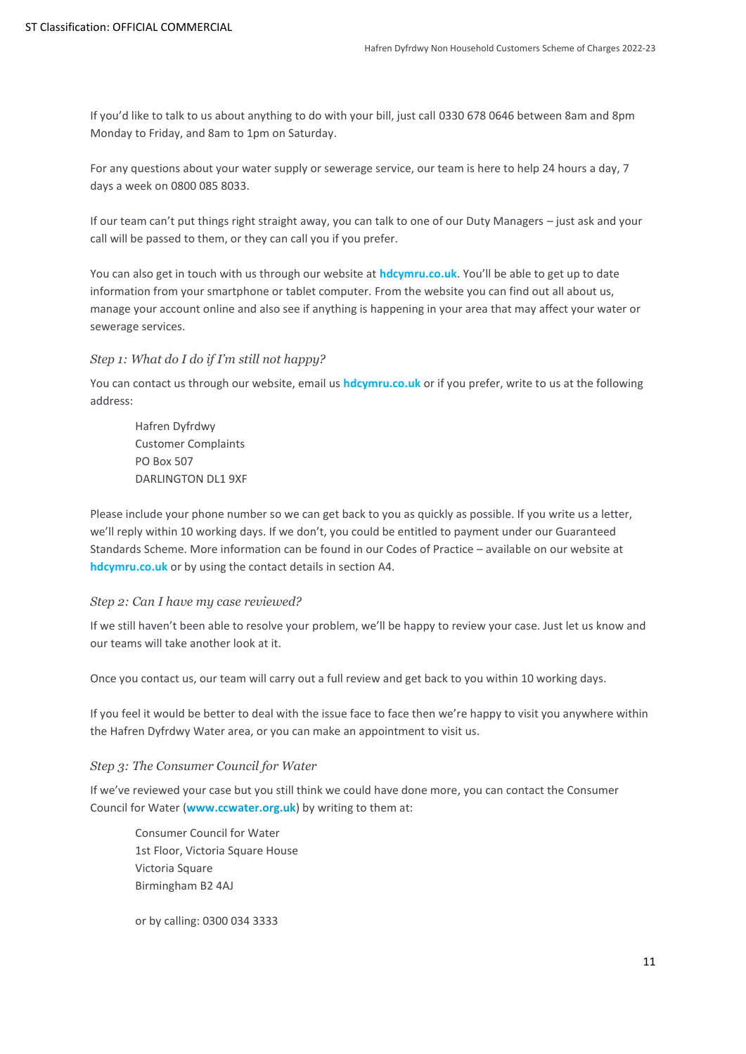If you'd like to talk to us about anything to do with your bill, just call 0330 678 0646 between 8am and 8pm Monday to Friday, and 8am to 1pm on Saturday.

For any questions about your water supply or sewerage service, our team is here to help 24 hours a day, 7 days a week on 0800 085 8033.

If our team can't put things right straight away, you can talk to one of our Duty Managers – just ask and your call will be passed to them, or they can call you if you prefer.

You can also get in touch with us through our website at **hdcymru.co.uk**. You'll be able to get up to date information from your smartphone or tablet computer. From the website you can find out all about us, manage your account online and also see if anything is happening in your area that may affect your water or sewerage services.

### *Step 1: What do I do if I'm still not happy?*

You can contact us through our website, email us **hdcymru.co.uk** or if you prefer, write to us at the following address:

> Hafren Dyfrdwy
> Customer Complaints
> PO Box 507
> DARLINGTON DL1 9XF

Please include your phone number so we can get back to you as quickly as possible. If you write us a letter, we'll reply within 10 working days. If we don't, you could be entitled to payment under our Guaranteed Standards Scheme. More information can be found in our Codes of Practice – available on our website at **hdcymru.co.uk** or by using the contact details in section A4.

### *Step 2: Can I have my case reviewed?*

If we still haven't been able to resolve your problem, we'll be happy to review your case. Just let us know and our teams will take another look at it.

Once you contact us, our team will carry out a full review and get back to you within 10 working days.

If you feel it would be better to deal with the issue face to face then we're happy to visit you anywhere within the Hafren Dyfrdwy Water area, or you can make an appointment to visit us.

### *Step 3: The Consumer Council for Water*

If we've reviewed your case but you still think we could have done more, you can contact the Consumer Council for Water (**www.ccwater.org.uk**) by writing to them at:

> Consumer Council for Water
> 1st Floor, Victoria Square House
> Victoria Square
> Birmingham B2 4AJ

> or by calling: 0300 034 3333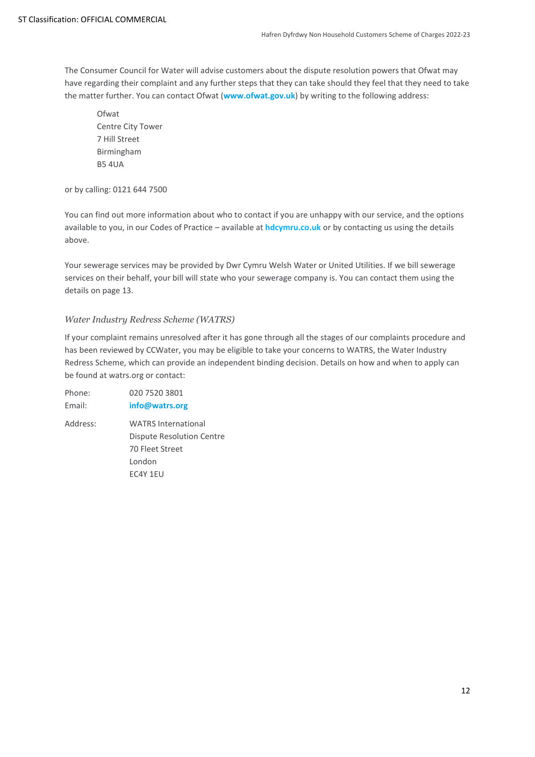The Consumer Council for Water will advise customers about the dispute resolution powers that Ofwat may have regarding their complaint and any further steps that they can take should they feel that they need to take the matter further. You can contact Ofwat (**www.ofwat.gov.uk**) by writing to the following address:

Ofwat
Centre City Tower
7 Hill Street
Birmingham
B5 4UA

or by calling: 0121 644 7500

You can find out more information about who to contact if you are unhappy with our service, and the options available to you, in our Codes of Practice – available at **hdcymru.co.uk** or by contacting us using the details above.

Your sewerage services may be provided by Dwr Cymru Welsh Water or United Utilities. If we bill sewerage services on their behalf, your bill will state who your sewerage company is. You can contact them using the details on page 13.

### *Water Industry Redress Scheme (WATRS)*

If your complaint remains unresolved after it has gone through all the stages of our complaints procedure and has been reviewed by CCWater, you may be eligible to take your concerns to WATRS, the Water Industry Redress Scheme, which can provide an independent binding decision. Details on how and when to apply can be found at watrs.org or contact:

Phone: 020 7520 3801
Email: **info@watrs.org**

Address:
WATRS International
Dispute Resolution Centre
70 Fleet Street
London
EC4Y 1EU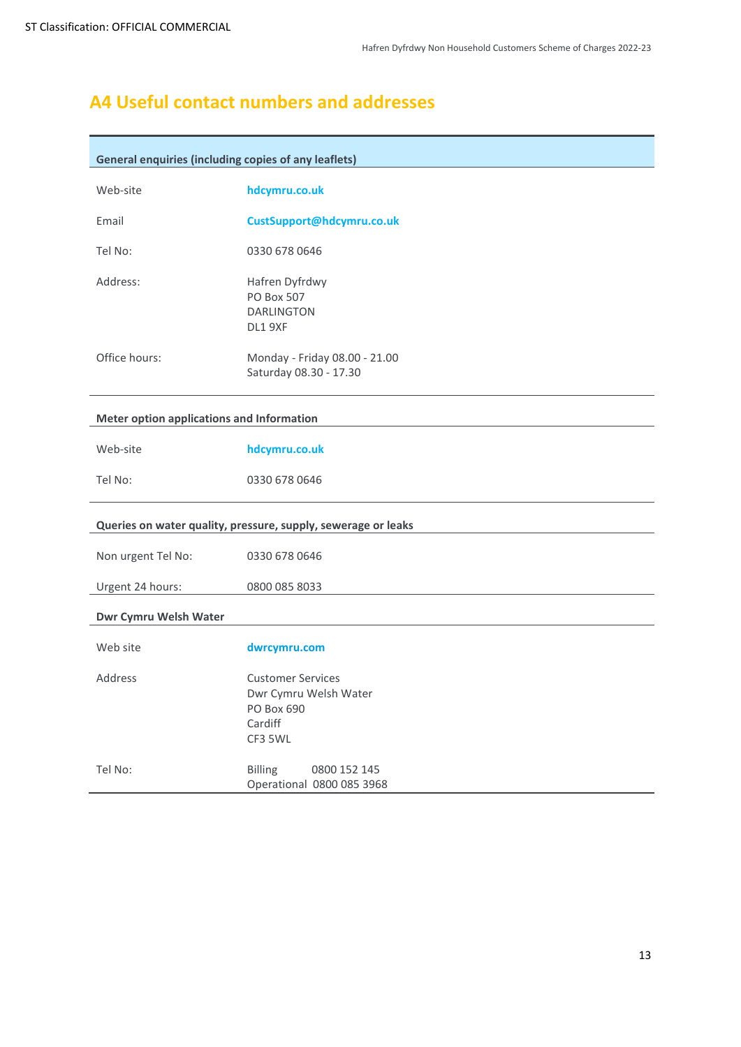## A4 Useful contact numbers and addresses

| General enquiries (including copies of any leaflets) | |
|---|---|
| Web-site | **hdcymru.co.uk** |
| Email | **CustSupport@hdcymru.co.uk** |
| Tel No: | 0330 678 0646 |
| Address: | Hafren Dyfrdwy<br>PO Box 507<br>DARLINGTON<br>DL1 9XF |
| Office hours: | Monday - Friday 08.00 - 21.00<br>Saturday 08.30 - 17.30 |

| Meter option applications and Information | |
|---|---|
| Web-site | **hdcymru.co.uk** |
| Tel No: | 0330 678 0646 |

| Queries on water quality, pressure, supply, sewerage or leaks | |
|---|---|
| Non urgent Tel No: | 0330 678 0646 |
| Urgent 24 hours: | 0800 085 8033 |

| Dwr Cymru Welsh Water | |
|---|---|
| Web site | **dwrcymru.com** |
| Address | Customer Services<br>Dwr Cymru Welsh Water<br>PO Box 690<br>Cardiff<br>CF3 5WL |
| Tel No: | Billing 0800 152 145<br>Operational 0800 085 3968 |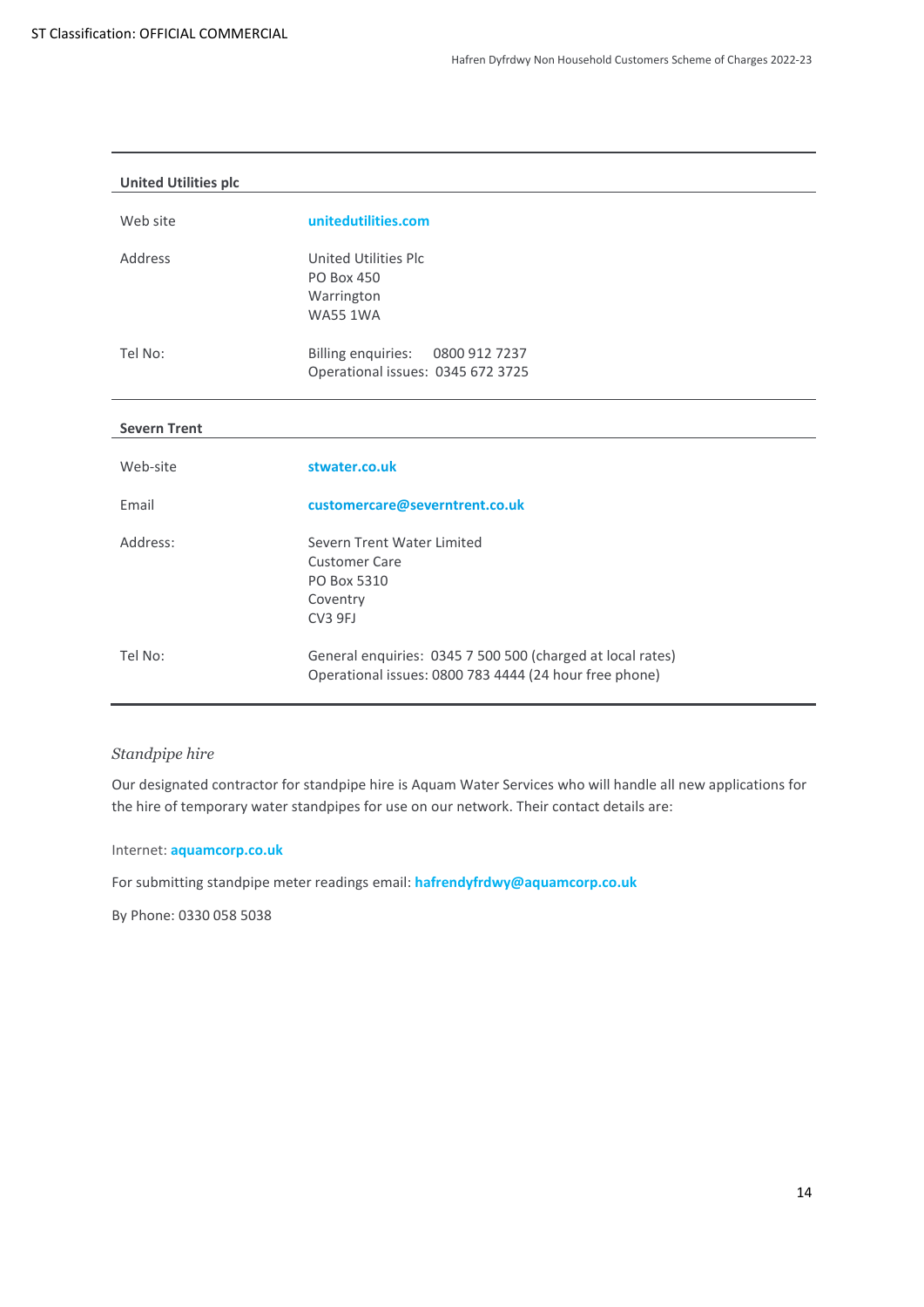| **United Utilities plc** | |
|---|---|
| Web site | **unitedutilities.com** |
| Address | United Utilities Plc<br>PO Box 450<br>Warrington<br>WA55 1WA |
| Tel No: | Billing enquiries: 0800 912 7237<br>Operational issues: 0345 672 3725 |

| **Severn Trent** | |
|---|---|
| Web-site | **stwater.co.uk** |
| Email | **customercare@severntrent.co.uk** |
| Address: | Severn Trent Water Limited<br>Customer Care<br>PO Box 5310<br>Coventry<br>CV3 9FJ |
| Tel No: | General enquiries: 0345 7 500 500 (charged at local rates)<br>Operational issues: 0800 783 4444 (24 hour free phone) |

### *Standpipe hire*

Our designated contractor for standpipe hire is Aquam Water Services who will handle all new applications for the hire of temporary water standpipes for use on our network. Their contact details are:

Internet: **aquamcorp.co.uk**

For submitting standpipe meter readings email: **hafrendyfrdwy@aquamcorp.co.uk**

By Phone: 0330 058 5038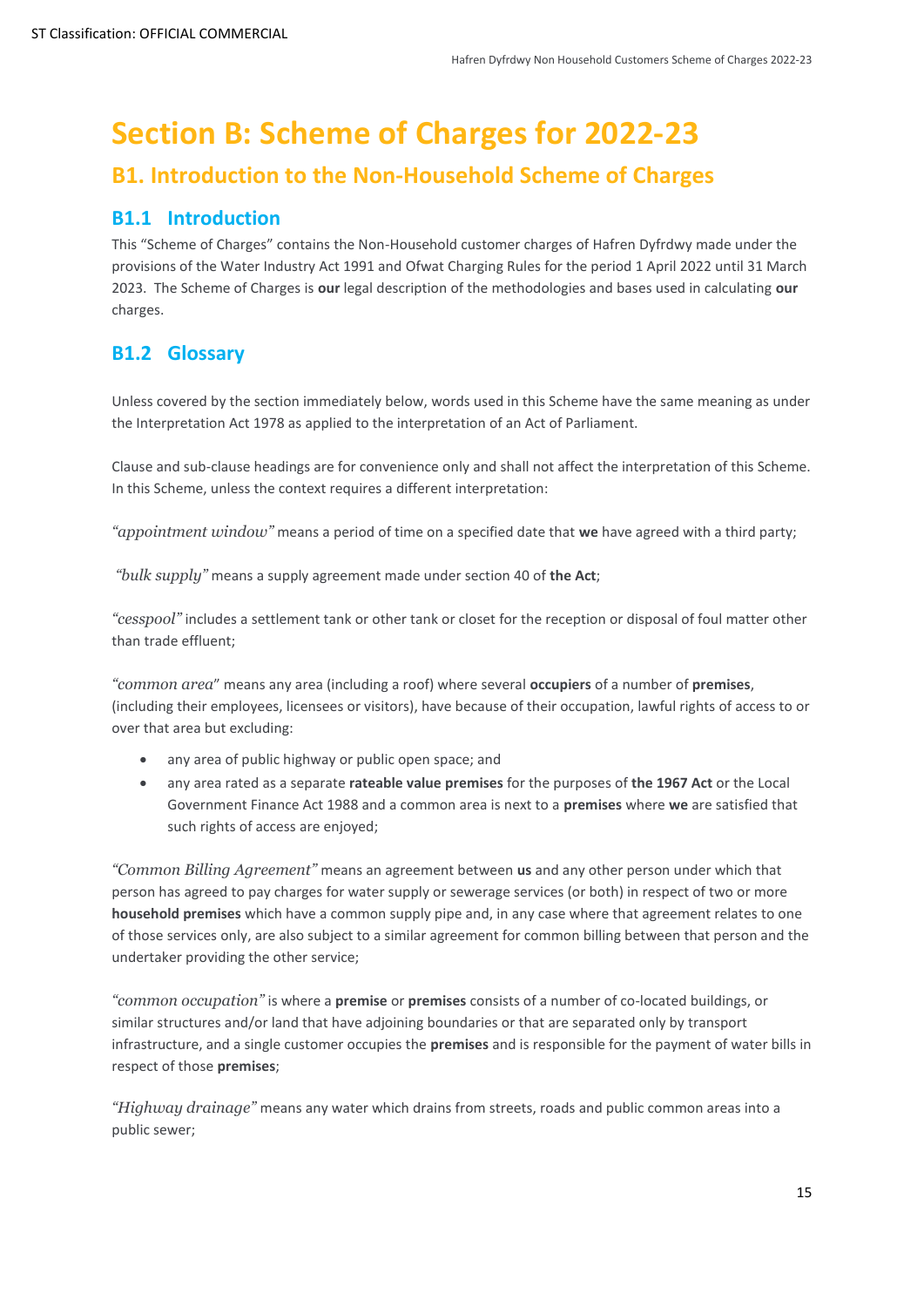# Section B: Scheme of Charges for 2022-23

## B1. Introduction to the Non-Household Scheme of Charges

### B1.1 Introduction

This "Scheme of Charges" contains the Non-Household customer charges of Hafren Dyfrdwy made under the provisions of the Water Industry Act 1991 and Ofwat Charging Rules for the period 1 April 2022 until 31 March 2023. The Scheme of Charges is **our** legal description of the methodologies and bases used in calculating **our** charges.

### B1.2 Glossary

Unless covered by the section immediately below, words used in this Scheme have the same meaning as under the Interpretation Act 1978 as applied to the interpretation of an Act of Parliament.

Clause and sub-clause headings are for convenience only and shall not affect the interpretation of this Scheme. In this Scheme, unless the context requires a different interpretation:

*"appointment window"* means a period of time on a specified date that **we** have agreed with a third party;

*"bulk supply"* means a supply agreement made under section 40 of **the Act**;

*"cesspool"* includes a settlement tank or other tank or closet for the reception or disposal of foul matter other than trade effluent;

*"common area"* means any area (including a roof) where several **occupiers** of a number of **premises**, (including their employees, licensees or visitors), have because of their occupation, lawful rights of access to or over that area but excluding:

- any area of public highway or public open space; and
- any area rated as a separate **rateable value premises** for the purposes of **the 1967 Act** or the Local Government Finance Act 1988 and a common area is next to a **premises** where **we** are satisfied that such rights of access are enjoyed;

*"Common Billing Agreement"* means an agreement between **us** and any other person under which that person has agreed to pay charges for water supply or sewerage services (or both) in respect of two or more **household premises** which have a common supply pipe and, in any case where that agreement relates to one of those services only, are also subject to a similar agreement for common billing between that person and the undertaker providing the other service;

*"common occupation"* is where a **premise** or **premises** consists of a number of co-located buildings, or similar structures and/or land that have adjoining boundaries or that are separated only by transport infrastructure, and a single customer occupies the **premises** and is responsible for the payment of water bills in respect of those **premises**;

*"Highway drainage"* means any water which drains from streets, roads and public common areas into a public sewer;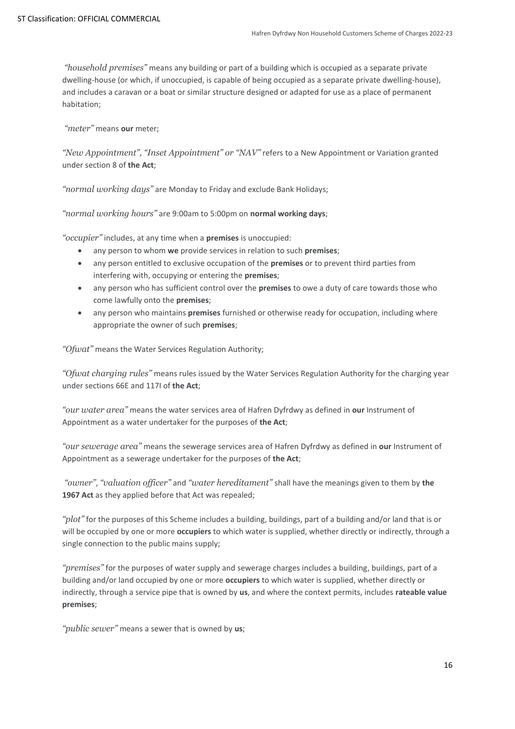*"household premises"* means any building or part of a building which is occupied as a separate private dwelling-house (or which, if unoccupied, is capable of being occupied as a separate private dwelling-house), and includes a caravan or a boat or similar structure designed or adapted for use as a place of permanent habitation;

*"meter"* means **our** meter;

*"New Appointment", "Inset Appointment" or "NAV"* refers to a New Appointment or Variation granted under section 8 of **the Act**;

*"normal working days"* are Monday to Friday and exclude Bank Holidays;

*"normal working hours"* are 9:00am to 5:00pm on **normal working days**;

*"occupier"* includes, at any time when a **premises** is unoccupied:

- any person to whom **we** provide services in relation to such **premises**;
- any person entitled to exclusive occupation of the **premises** or to prevent third parties from interfering with, occupying or entering the **premises**;
- any person who has sufficient control over the **premises** to owe a duty of care towards those who come lawfully onto the **premises**;
- any person who maintains **premises** furnished or otherwise ready for occupation, including where appropriate the owner of such **premises**;

*"Ofwat"* means the Water Services Regulation Authority;

*"Ofwat charging rules"* means rules issued by the Water Services Regulation Authority for the charging year under sections 66E and 117I of **the Act**;

*"our water area"* means the water services area of Hafren Dyfrdwy as defined in **our** Instrument of Appointment as a water undertaker for the purposes of **the Act**;

*"our sewerage area"* means the sewerage services area of Hafren Dyfrdwy as defined in **our** Instrument of Appointment as a sewerage undertaker for the purposes of **the Act**;

*"owner"*, *"valuation officer"* and *"water hereditament"* shall have the meanings given to them by **the 1967 Act** as they applied before that Act was repealed;

*"plot"* for the purposes of this Scheme includes a building, buildings, part of a building and/or land that is or will be occupied by one or more **occupiers** to which water is supplied, whether directly or indirectly, through a single connection to the public mains supply;

*"premises"* for the purposes of water supply and sewerage charges includes a building, buildings, part of a building and/or land occupied by one or more **occupiers** to which water is supplied, whether directly or indirectly, through a service pipe that is owned by **us**, and where the context permits, includes **rateable value premises**;

*"public sewer"* means a sewer that is owned by **us**;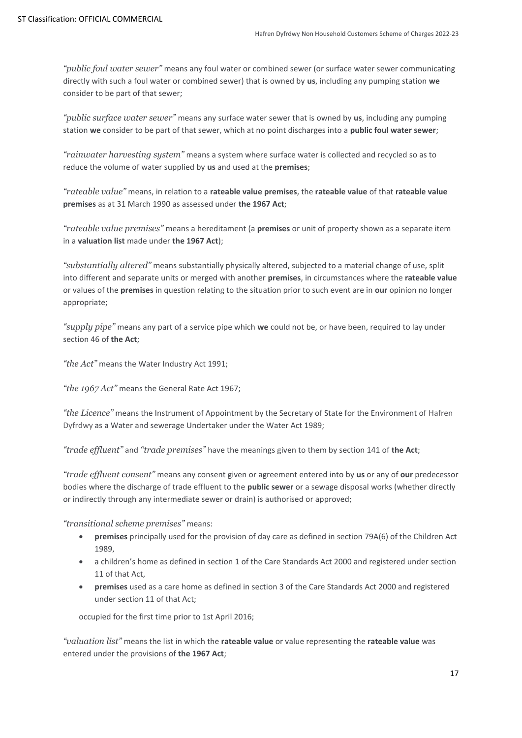*"public foul water sewer"* means any foul water or combined sewer (or surface water sewer communicating directly with such a foul water or combined sewer) that is owned by **us**, including any pumping station **we** consider to be part of that sewer;

*"public surface water sewer"* means any surface water sewer that is owned by **us**, including any pumping station **we** consider to be part of that sewer, which at no point discharges into a **public foul water sewer**;

*"rainwater harvesting system"* means a system where surface water is collected and recycled so as to reduce the volume of water supplied by **us** and used at the **premises**;

*"rateable value"* means, in relation to a **rateable value premises**, the **rateable value** of that **rateable value premises** as at 31 March 1990 as assessed under **the 1967 Act**;

*"rateable value premises"* means a hereditament (a **premises** or unit of property shown as a separate item in a **valuation list** made under **the 1967 Act**);

*"substantially altered"* means substantially physically altered, subjected to a material change of use, split into different and separate units or merged with another **premises**, in circumstances where the **rateable value** or values of the **premises** in question relating to the situation prior to such event are in **our** opinion no longer appropriate;

*"supply pipe"* means any part of a service pipe which **we** could not be, or have been, required to lay under section 46 of **the Act**;

*"the Act"* means the Water Industry Act 1991;

*"the 1967 Act"* means the General Rate Act 1967;

*"the Licence"* means the Instrument of Appointment by the Secretary of State for the Environment of Hafren Dyfrdwy as a Water and sewerage Undertaker under the Water Act 1989;

*"trade effluent"* and *"trade premises"* have the meanings given to them by section 141 of **the Act**;

*"trade effluent consent"* means any consent given or agreement entered into by **us** or any of **our** predecessor bodies where the discharge of trade effluent to the **public sewer** or a sewage disposal works (whether directly or indirectly through any intermediate sewer or drain) is authorised or approved;

*"transitional scheme premises"* means:

- **premises** principally used for the provision of day care as defined in section 79A(6) of the Children Act 1989,
- a children's home as defined in section 1 of the Care Standards Act 2000 and registered under section 11 of that Act,
- **premises** used as a care home as defined in section 3 of the Care Standards Act 2000 and registered under section 11 of that Act;

occupied for the first time prior to 1st April 2016;

*"valuation list"* means the list in which the **rateable value** or value representing the **rateable value** was entered under the provisions of **the 1967 Act**;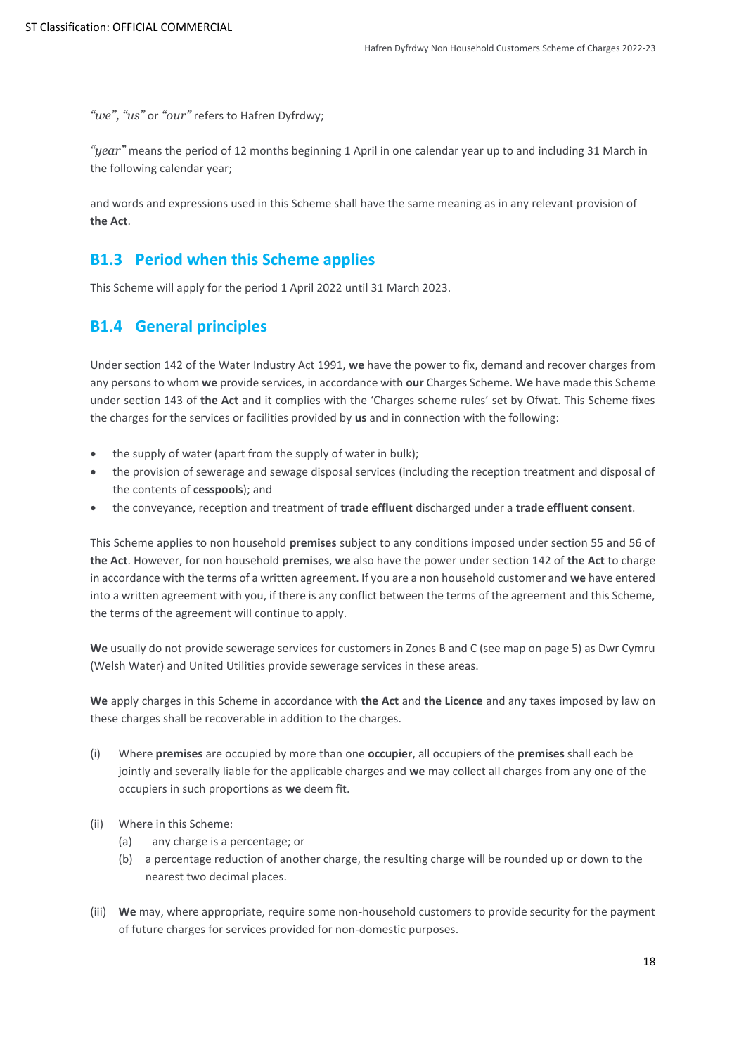*"we"*, *"us"* or *"our"* refers to Hafren Dyfrdwy;

*"year"* means the period of 12 months beginning 1 April in one calendar year up to and including 31 March in the following calendar year;

and words and expressions used in this Scheme shall have the same meaning as in any relevant provision of **the Act**.

## B1.3 Period when this Scheme applies

This Scheme will apply for the period 1 April 2022 until 31 March 2023.

## B1.4 General principles

Under section 142 of the Water Industry Act 1991, **we** have the power to fix, demand and recover charges from any persons to whom **we** provide services, in accordance with **our** Charges Scheme. **We** have made this Scheme under section 143 of **the Act** and it complies with the 'Charges scheme rules' set by Ofwat. This Scheme fixes the charges for the services or facilities provided by **us** and in connection with the following:

- the supply of water (apart from the supply of water in bulk);
- the provision of sewerage and sewage disposal services (including the reception treatment and disposal of the contents of **cesspools**); and
- the conveyance, reception and treatment of **trade effluent** discharged under a **trade effluent consent**.

This Scheme applies to non household **premises** subject to any conditions imposed under section 55 and 56 of **the Act**. However, for non household **premises**, **we** also have the power under section 142 of **the Act** to charge in accordance with the terms of a written agreement. If you are a non household customer and **we** have entered into a written agreement with you, if there is any conflict between the terms of the agreement and this Scheme, the terms of the agreement will continue to apply.

**We** usually do not provide sewerage services for customers in Zones B and C (see map on page 5) as Dwr Cymru (Welsh Water) and United Utilities provide sewerage services in these areas.

**We** apply charges in this Scheme in accordance with **the Act** and **the Licence** and any taxes imposed by law on these charges shall be recoverable in addition to the charges.

(i) Where **premises** are occupied by more than one **occupier**, all occupiers of the **premises** shall each be jointly and severally liable for the applicable charges and **we** may collect all charges from any one of the occupiers in such proportions as **we** deem fit.

(ii) Where in this Scheme:
   (a) any charge is a percentage; or
   (b) a percentage reduction of another charge, the resulting charge will be rounded up or down to the nearest two decimal places.

(iii) **We** may, where appropriate, require some non-household customers to provide security for the payment of future charges for services provided for non-domestic purposes.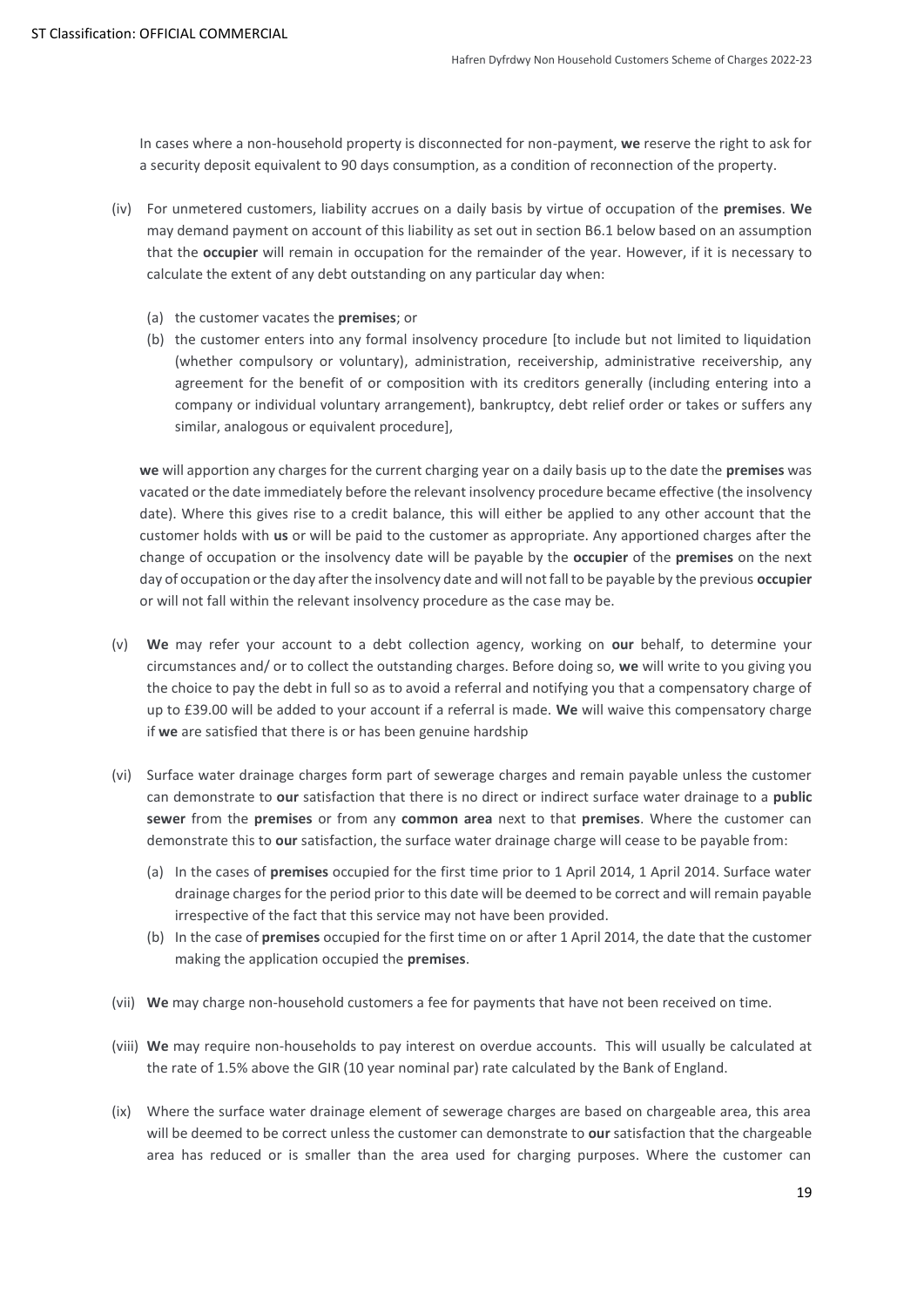In cases where a non-household property is disconnected for non-payment, **we** reserve the right to ask for a security deposit equivalent to 90 days consumption, as a condition of reconnection of the property.

(iv) For unmetered customers, liability accrues on a daily basis by virtue of occupation of the **premises**. **We** may demand payment on account of this liability as set out in section B6.1 below based on an assumption that the **occupier** will remain in occupation for the remainder of the year. However, if it is necessary to calculate the extent of any debt outstanding on any particular day when:

   (a) the customer vacates the **premises**; or
   (b) the customer enters into any formal insolvency procedure [to include but not limited to liquidation (whether compulsory or voluntary), administration, receivership, administrative receivership, any agreement for the benefit of or composition with its creditors generally (including entering into a company or individual voluntary arrangement), bankruptcy, debt relief order or takes or suffers any similar, analogous or equivalent procedure],

   **we** will apportion any charges for the current charging year on a daily basis up to the date the **premises** was vacated or the date immediately before the relevant insolvency procedure became effective (the insolvency date). Where this gives rise to a credit balance, this will either be applied to any other account that the customer holds with **us** or will be paid to the customer as appropriate. Any apportioned charges after the change of occupation or the insolvency date will be payable by the **occupier** of the **premises** on the next day of occupation or the day after the insolvency date and will not fall to be payable by the previous **occupier** or will not fall within the relevant insolvency procedure as the case may be.

(v) **We** may refer your account to a debt collection agency, working on **our** behalf, to determine your circumstances and/ or to collect the outstanding charges. Before doing so, **we** will write to you giving you the choice to pay the debt in full so as to avoid a referral and notifying you that a compensatory charge of up to £39.00 will be added to your account if a referral is made. **We** will waive this compensatory charge if **we** are satisfied that there is or has been genuine hardship

(vi) Surface water drainage charges form part of sewerage charges and remain payable unless the customer can demonstrate to **our** satisfaction that there is no direct or indirect surface water drainage to a **public sewer** from the **premises** or from any **common area** next to that **premises**. Where the customer can demonstrate this to **our** satisfaction, the surface water drainage charge will cease to be payable from:

   (a) In the cases of **premises** occupied for the first time prior to 1 April 2014, 1 April 2014. Surface water drainage charges for the period prior to this date will be deemed to be correct and will remain payable irrespective of the fact that this service may not have been provided.
   (b) In the case of **premises** occupied for the first time on or after 1 April 2014, the date that the customer making the application occupied the **premises**.

(vii) **We** may charge non-household customers a fee for payments that have not been received on time.

(viii) **We** may require non-households to pay interest on overdue accounts. This will usually be calculated at the rate of 1.5% above the GIR (10 year nominal par) rate calculated by the Bank of England.

(ix) Where the surface water drainage element of sewerage charges are based on chargeable area, this area will be deemed to be correct unless the customer can demonstrate to **our** satisfaction that the chargeable area has reduced or is smaller than the area used for charging purposes. Where the customer can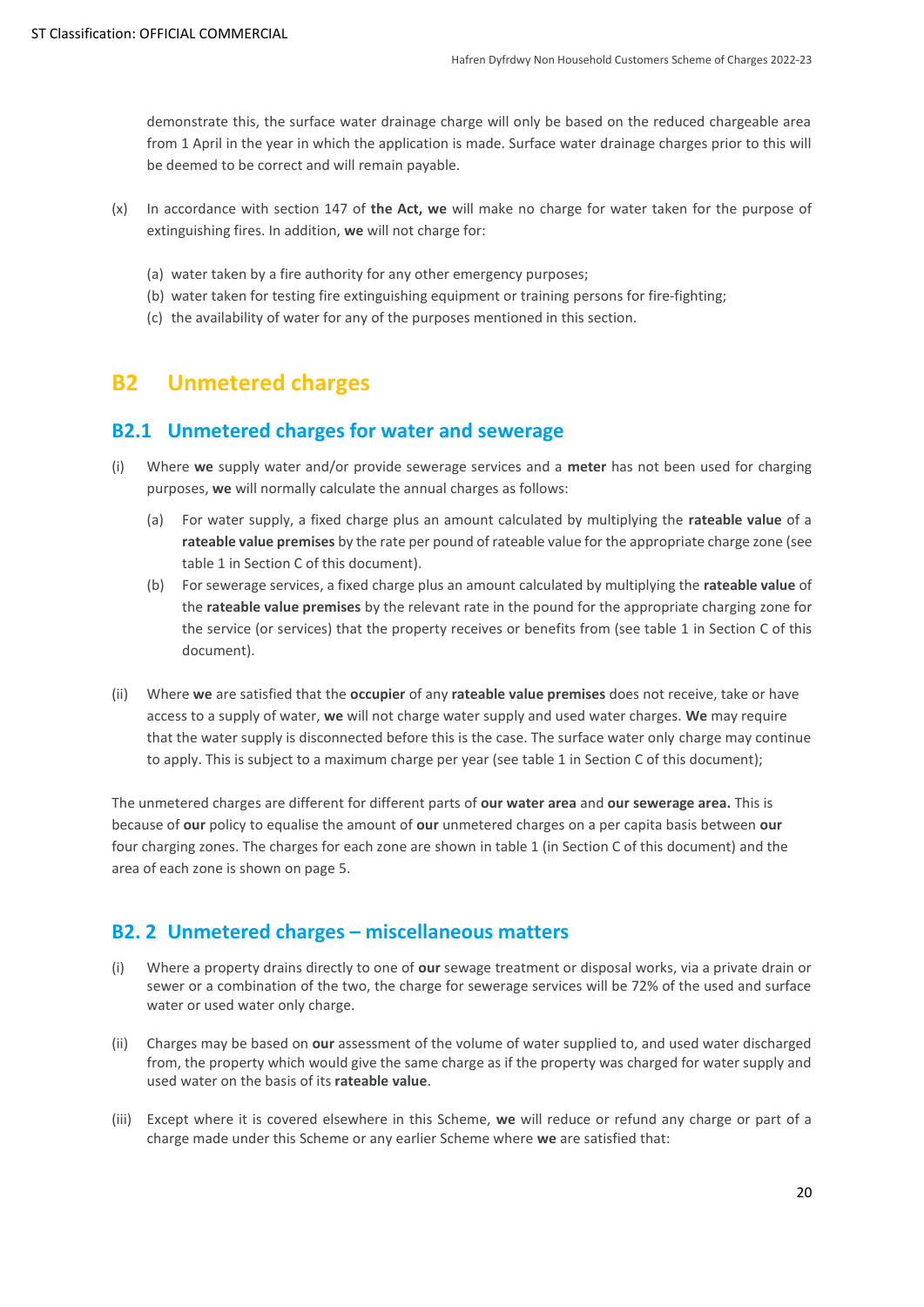demonstrate this, the surface water drainage charge will only be based on the reduced chargeable area from 1 April in the year in which the application is made. Surface water drainage charges prior to this will be deemed to be correct and will remain payable.

(x) In accordance with section 147 of **the Act, we** will make no charge for water taken for the purpose of extinguishing fires. In addition, **we** will not charge for:

(a) water taken by a fire authority for any other emergency purposes;
(b) water taken for testing fire extinguishing equipment or training persons for fire-fighting;
(c) the availability of water for any of the purposes mentioned in this section.

# B2 Unmetered charges

## B2.1 Unmetered charges for water and sewerage

(i) Where **we** supply water and/or provide sewerage services and a **meter** has not been used for charging purposes, **we** will normally calculate the annual charges as follows:

(a) For water supply, a fixed charge plus an amount calculated by multiplying the **rateable value** of a **rateable value premises** by the rate per pound of rateable value for the appropriate charge zone (see table 1 in Section C of this document).

(b) For sewerage services, a fixed charge plus an amount calculated by multiplying the **rateable value** of the **rateable value premises** by the relevant rate in the pound for the appropriate charging zone for the service (or services) that the property receives or benefits from (see table 1 in Section C of this document).

(ii) Where **we** are satisfied that the **occupier** of any **rateable value premises** does not receive, take or have access to a supply of water, **we** will not charge water supply and used water charges. **We** may require that the water supply is disconnected before this is the case. The surface water only charge may continue to apply. This is subject to a maximum charge per year (see table 1 in Section C of this document);

The unmetered charges are different for different parts of **our water area** and **our sewerage area.** This is because of **our** policy to equalise the amount of **our** unmetered charges on a per capita basis between **our** four charging zones. The charges for each zone are shown in table 1 (in Section C of this document) and the area of each zone is shown on page 5.

## B2. 2 Unmetered charges – miscellaneous matters

(i) Where a property drains directly to one of **our** sewage treatment or disposal works, via a private drain or sewer or a combination of the two, the charge for sewerage services will be 72% of the used and surface water or used water only charge.

(ii) Charges may be based on **our** assessment of the volume of water supplied to, and used water discharged from, the property which would give the same charge as if the property was charged for water supply and used water on the basis of its **rateable value**.

(iii) Except where it is covered elsewhere in this Scheme, **we** will reduce or refund any charge or part of a charge made under this Scheme or any earlier Scheme where **we** are satisfied that: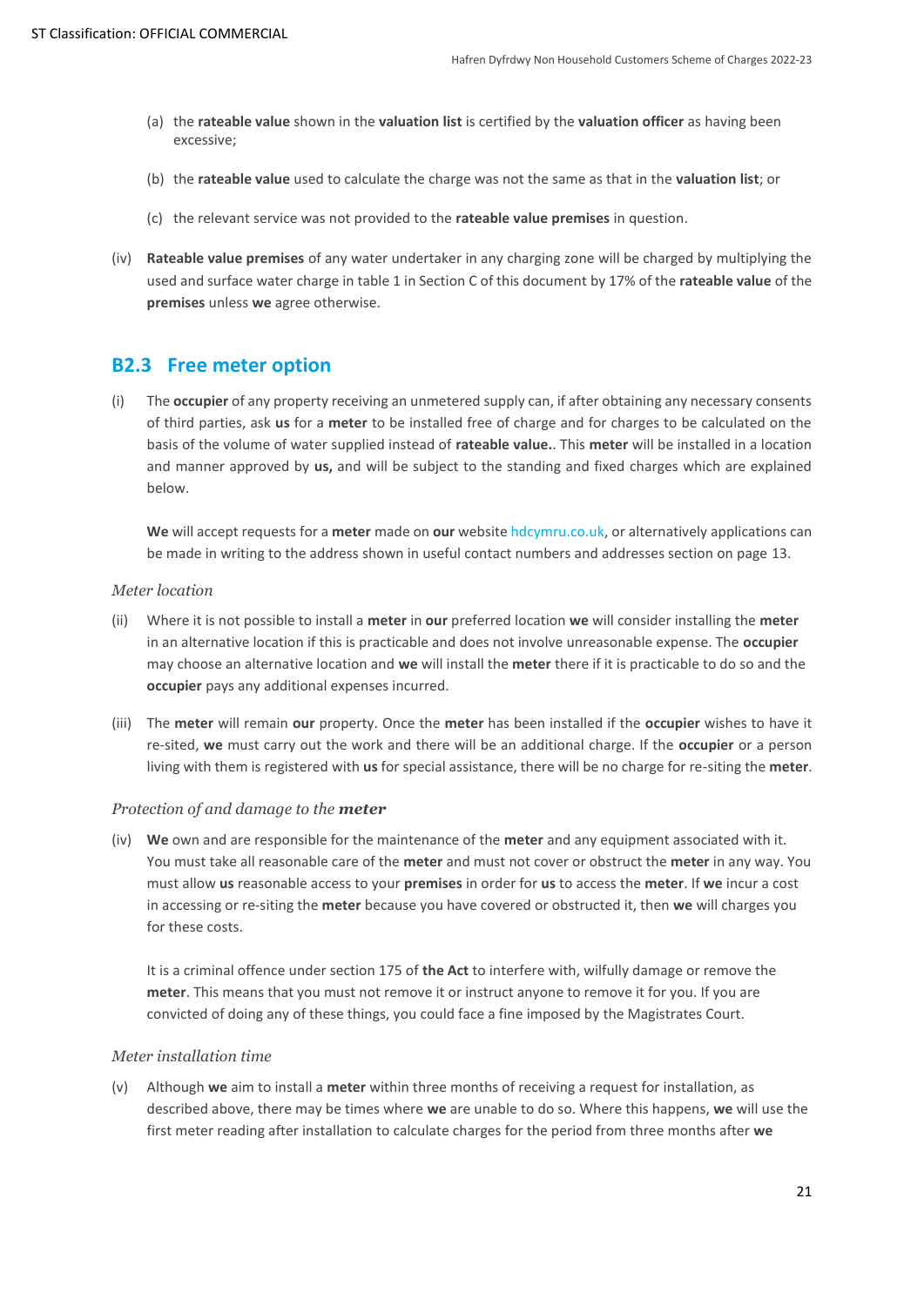(a) the **rateable value** shown in the **valuation list** is certified by the **valuation officer** as having been excessive;

(b) the **rateable value** used to calculate the charge was not the same as that in the **valuation list**; or

(c) the relevant service was not provided to the **rateable value premises** in question.

(iv) **Rateable value premises** of any water undertaker in any charging zone will be charged by multiplying the used and surface water charge in table 1 in Section C of this document by 17% of the **rateable value** of the **premises** unless **we** agree otherwise.

## B2.3 Free meter option

(i) The **occupier** of any property receiving an unmetered supply can, if after obtaining any necessary consents of third parties, ask **us** for a **meter** to be installed free of charge and for charges to be calculated on the basis of the volume of water supplied instead of **rateable value.**. This **meter** will be installed in a location and manner approved by **us,** and will be subject to the standing and fixed charges which are explained below.

**We** will accept requests for a **meter** made on **our** website hdcymru.co.uk, or alternatively applications can be made in writing to the address shown in useful contact numbers and addresses section on page 13.

*Meter location*

(ii) Where it is not possible to install a **meter** in **our** preferred location **we** will consider installing the **meter** in an alternative location if this is practicable and does not involve unreasonable expense. The **occupier** may choose an alternative location and **we** will install the **meter** there if it is practicable to do so and the **occupier** pays any additional expenses incurred.

(iii) The **meter** will remain **our** property. Once the **meter** has been installed if the **occupier** wishes to have it re-sited, **we** must carry out the work and there will be an additional charge. If the **occupier** or a person living with them is registered with **us** for special assistance, there will be no charge for re-siting the **meter**.

*Protection of and damage to the **meter***

(iv) **We** own and are responsible for the maintenance of the **meter** and any equipment associated with it. You must take all reasonable care of the **meter** and must not cover or obstruct the **meter** in any way. You must allow **us** reasonable access to your **premises** in order for **us** to access the **meter**. If **we** incur a cost in accessing or re-siting the **meter** because you have covered or obstructed it, then **we** will charges you for these costs.

It is a criminal offence under section 175 of **the Act** to interfere with, wilfully damage or remove the **meter**. This means that you must not remove it or instruct anyone to remove it for you. If you are convicted of doing any of these things, you could face a fine imposed by the Magistrates Court.

*Meter installation time*

(v) Although **we** aim to install a **meter** within three months of receiving a request for installation, as described above, there may be times where **we** are unable to do so. Where this happens, **we** will use the first meter reading after installation to calculate charges for the period from three months after **we**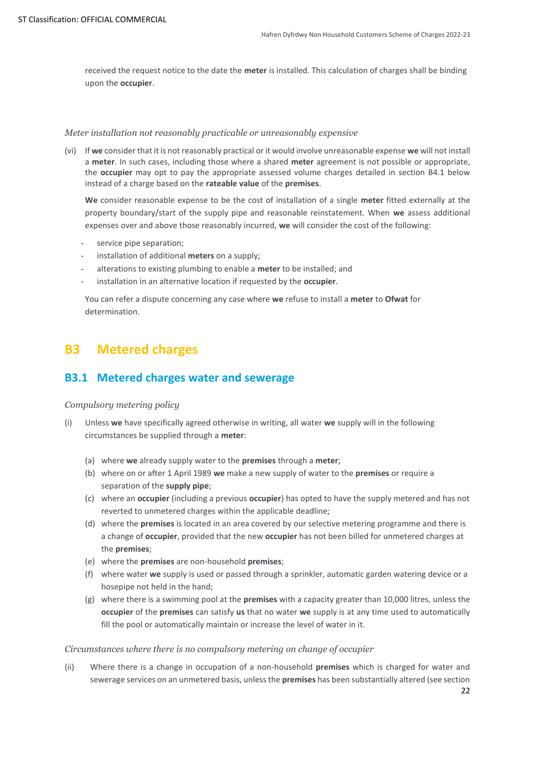received the request notice to the date the **meter** is installed. This calculation of charges shall be binding upon the **occupier**.

*Meter installation not reasonably practicable or unreasonably expensive*

(vi) If **we** consider that it is not reasonably practical or it would involve unreasonable expense **we** will not install a **meter**. In such cases, including those where a shared **meter** agreement is not possible or appropriate, the **occupier** may opt to pay the appropriate assessed volume charges detailed in section B4.1 below instead of a charge based on the **rateable value** of the **premises**.

**We** consider reasonable expense to be the cost of installation of a single **meter** fitted externally at the property boundary/start of the supply pipe and reasonable reinstatement. When **we** assess additional expenses over and above those reasonably incurred, **we** will consider the cost of the following:

- service pipe separation;
- installation of additional **meters** on a supply;
- alterations to existing plumbing to enable a **meter** to be installed; and
- installation in an alternative location if requested by the **occupier**.

You can refer a dispute concerning any case where **we** refuse to install a **meter** to **Ofwat** for determination.

# B3 Metered charges

## B3.1 Metered charges water and sewerage

*Compulsory metering policy*

(i) Unless **we** have specifically agreed otherwise in writing, all water **we** supply will in the following circumstances be supplied through a **meter**:

   (a) where **we** already supply water to the **premises** through a **meter**;
   (b) where on or after 1 April 1989 **we** make a new supply of water to the **premises** or require a separation of the **supply pipe**;
   (c) where an **occupier** (including a previous **occupier**) has opted to have the supply metered and has not reverted to unmetered charges within the applicable deadline;
   (d) where the **premises** is located in an area covered by our selective metering programme and there is a change of **occupier**, provided that the new **occupier** has not been billed for unmetered charges at the **premises**;
   (e) where the **premises** are non-household **premises**;
   (f) where water **we** supply is used or passed through a sprinkler, automatic garden watering device or a hosepipe not held in the hand;
   (g) where there is a swimming pool at the **premises** with a capacity greater than 10,000 litres, unless the **occupier** of the **premises** can satisfy **us** that no water **we** supply is at any time used to automatically fill the pool or automatically maintain or increase the level of water in it.

*Circumstances where there is no compulsory metering on change of occupier*

(ii) Where there is a change in occupation of a non-household **premises** which is charged for water and sewerage services on an unmetered basis, unless the **premises** has been substantially altered (see section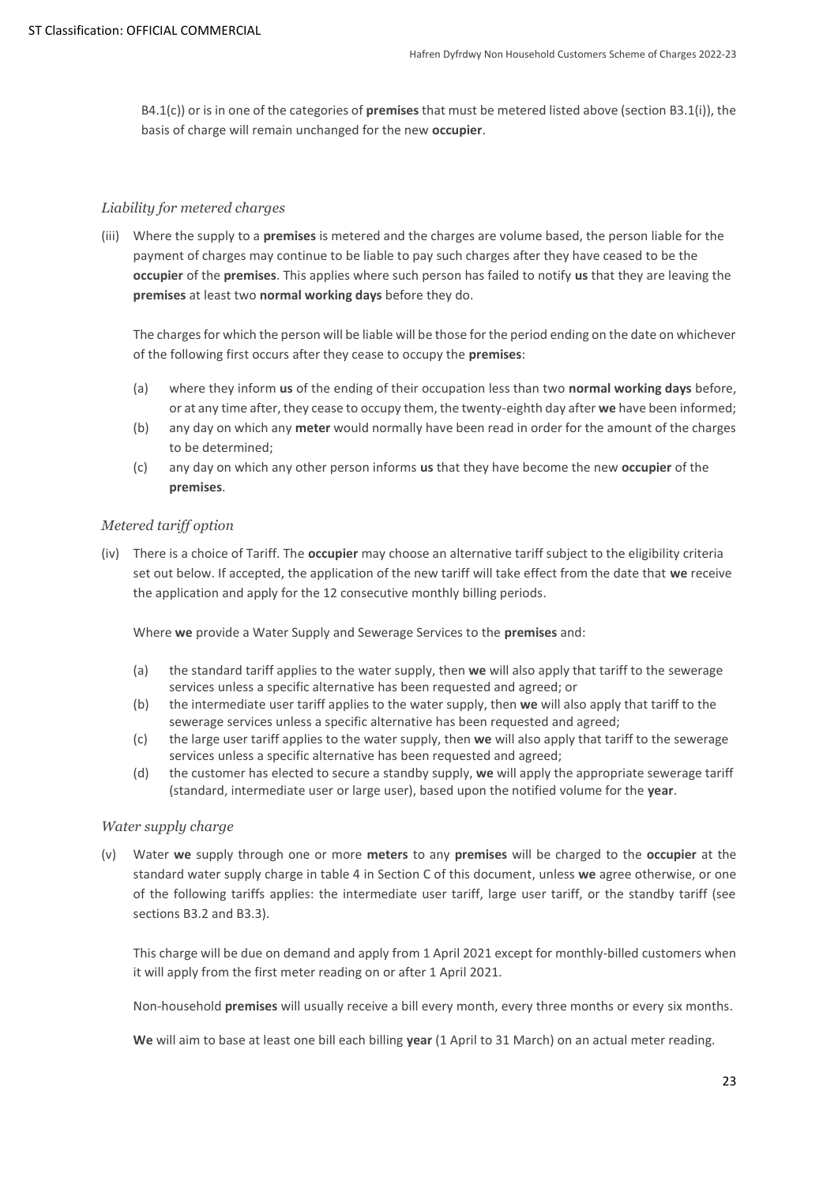B4.1(c)) or is in one of the categories of **premises** that must be metered listed above (section B3.1(i)), the basis of charge will remain unchanged for the new **occupier**.

*Liability for metered charges*

(iii) Where the supply to a **premises** is metered and the charges are volume based, the person liable for the payment of charges may continue to be liable to pay such charges after they have ceased to be the **occupier** of the **premises**. This applies where such person has failed to notify **us** that they are leaving the **premises** at least two **normal working days** before they do.

The charges for which the person will be liable will be those for the period ending on the date on whichever of the following first occurs after they cease to occupy the **premises**:

- (a) where they inform **us** of the ending of their occupation less than two **normal working days** before, or at any time after, they cease to occupy them, the twenty-eighth day after **we** have been informed;
- (b) any day on which any **meter** would normally have been read in order for the amount of the charges to be determined;
- (c) any day on which any other person informs **us** that they have become the new **occupier** of the **premises**.

*Metered tariff option*

(iv) There is a choice of Tariff. The **occupier** may choose an alternative tariff subject to the eligibility criteria set out below. If accepted, the application of the new tariff will take effect from the date that **we** receive the application and apply for the 12 consecutive monthly billing periods.

Where **we** provide a Water Supply and Sewerage Services to the **premises** and:

- (a) the standard tariff applies to the water supply, then **we** will also apply that tariff to the sewerage services unless a specific alternative has been requested and agreed; or
- (b) the intermediate user tariff applies to the water supply, then **we** will also apply that tariff to the sewerage services unless a specific alternative has been requested and agreed;
- (c) the large user tariff applies to the water supply, then **we** will also apply that tariff to the sewerage services unless a specific alternative has been requested and agreed;
- (d) the customer has elected to secure a standby supply, **we** will apply the appropriate sewerage tariff (standard, intermediate user or large user), based upon the notified volume for the **year**.

*Water supply charge*

(v) Water **we** supply through one or more **meters** to any **premises** will be charged to the **occupier** at the standard water supply charge in table 4 in Section C of this document, unless **we** agree otherwise, or one of the following tariffs applies: the intermediate user tariff, large user tariff, or the standby tariff (see sections B3.2 and B3.3).

This charge will be due on demand and apply from 1 April 2021 except for monthly-billed customers when it will apply from the first meter reading on or after 1 April 2021.

Non-household **premises** will usually receive a bill every month, every three months or every six months.

**We** will aim to base at least one bill each billing **year** (1 April to 31 March) on an actual meter reading.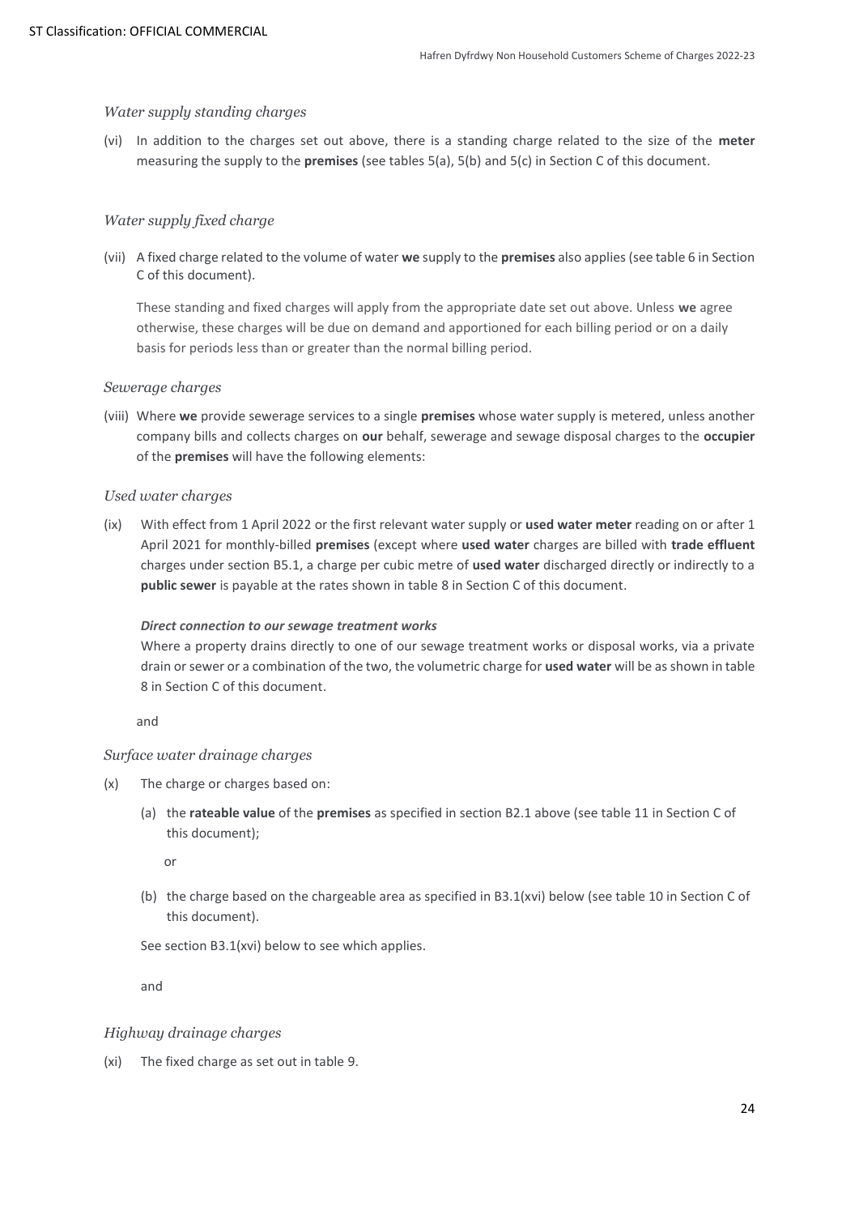*Water supply standing charges*

(vi) In addition to the charges set out above, there is a standing charge related to the size of the **meter** measuring the supply to the **premises** (see tables 5(a), 5(b) and 5(c) in Section C of this document.

*Water supply fixed charge*

(vii) A fixed charge related to the volume of water **we** supply to the **premises** also applies (see table 6 in Section C of this document).

These standing and fixed charges will apply from the appropriate date set out above. Unless **we** agree otherwise, these charges will be due on demand and apportioned for each billing period or on a daily basis for periods less than or greater than the normal billing period.

*Sewerage charges*

(viii) Where **we** provide sewerage services to a single **premises** whose water supply is metered, unless another company bills and collects charges on **our** behalf, sewerage and sewage disposal charges to the **occupier** of the **premises** will have the following elements:

*Used water charges*

(ix) With effect from 1 April 2022 or the first relevant water supply or **used water meter** reading on or after 1 April 2021 for monthly-billed **premises** (except where **used water** charges are billed with **trade effluent** charges under section B5.1, a charge per cubic metre of **used water** discharged directly or indirectly to a **public sewer** is payable at the rates shown in table 8 in Section C of this document.

***Direct connection to our sewage treatment works***

Where a property drains directly to one of our sewage treatment works or disposal works, via a private drain or sewer or a combination of the two, the volumetric charge for **used water** will be as shown in table 8 in Section C of this document.

and

*Surface water drainage charges*

(x) The charge or charges based on:

(a) the **rateable value** of the **premises** as specified in section B2.1 above (see table 11 in Section C of this document);

or

(b) the charge based on the chargeable area as specified in B3.1(xvi) below (see table 10 in Section C of this document).

See section B3.1(xvi) below to see which applies.

and

*Highway drainage charges*

(xi) The fixed charge as set out in table 9.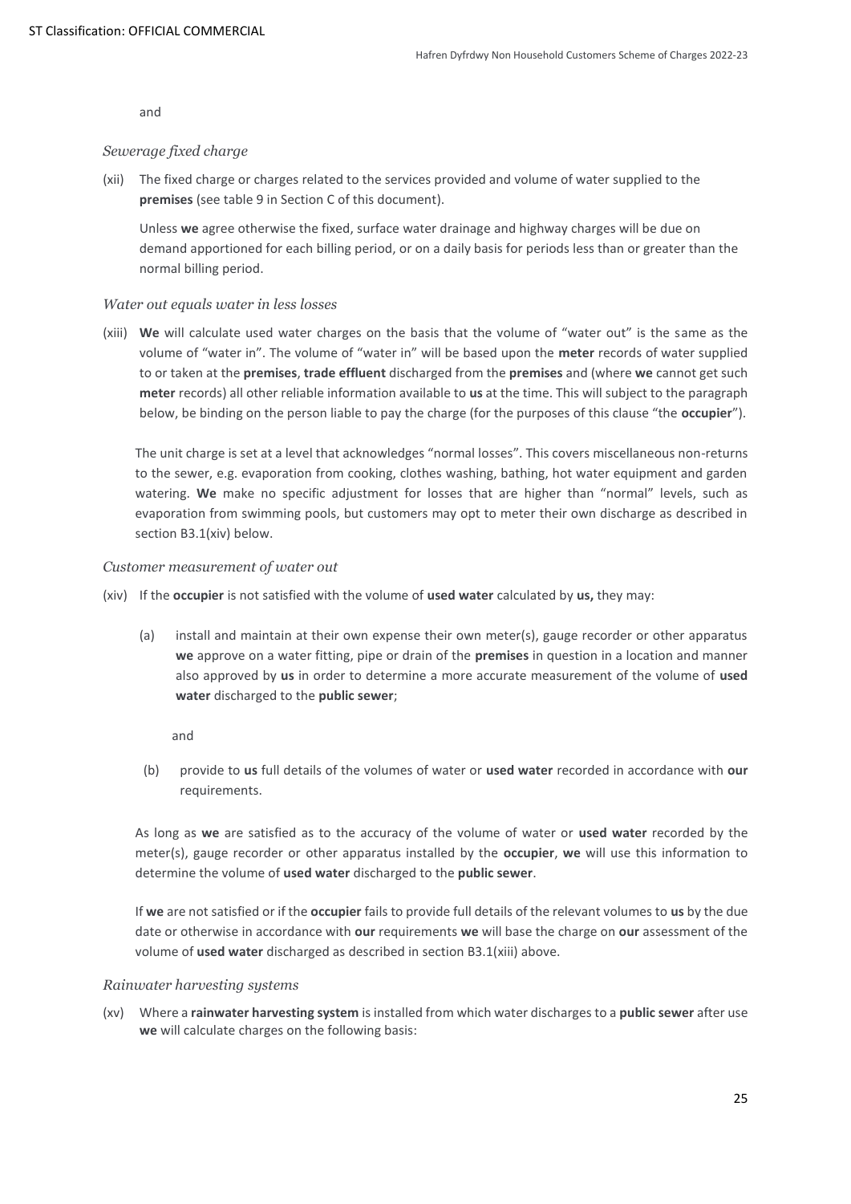and

*Sewerage fixed charge*

(xii) The fixed charge or charges related to the services provided and volume of water supplied to the **premises** (see table 9 in Section C of this document).

Unless **we** agree otherwise the fixed, surface water drainage and highway charges will be due on demand apportioned for each billing period, or on a daily basis for periods less than or greater than the normal billing period.

*Water out equals water in less losses*

(xiii) **We** will calculate used water charges on the basis that the volume of "water out" is the same as the volume of "water in". The volume of "water in" will be based upon the **meter** records of water supplied to or taken at the **premises**, **trade effluent** discharged from the **premises** and (where **we** cannot get such **meter** records) all other reliable information available to **us** at the time. This will subject to the paragraph below, be binding on the person liable to pay the charge (for the purposes of this clause "the **occupier**").

The unit charge is set at a level that acknowledges "normal losses". This covers miscellaneous non-returns to the sewer, e.g. evaporation from cooking, clothes washing, bathing, hot water equipment and garden watering. **We** make no specific adjustment for losses that are higher than "normal" levels, such as evaporation from swimming pools, but customers may opt to meter their own discharge as described in section B3.1(xiv) below.

*Customer measurement of water out*

(xiv) If the **occupier** is not satisfied with the volume of **used water** calculated by **us,** they may:

(a) install and maintain at their own expense their own meter(s), gauge recorder or other apparatus **we** approve on a water fitting, pipe or drain of the **premises** in question in a location and manner also approved by **us** in order to determine a more accurate measurement of the volume of **used water** discharged to the **public sewer**;

and

(b) provide to **us** full details of the volumes of water or **used water** recorded in accordance with **our** requirements.

As long as **we** are satisfied as to the accuracy of the volume of water or **used water** recorded by the meter(s), gauge recorder or other apparatus installed by the **occupier**, **we** will use this information to determine the volume of **used water** discharged to the **public sewer**.

If **we** are not satisfied or if the **occupier** fails to provide full details of the relevant volumes to **us** by the due date or otherwise in accordance with **our** requirements **we** will base the charge on **our** assessment of the volume of **used water** discharged as described in section B3.1(xiii) above.

*Rainwater harvesting systems*

(xv) Where a **rainwater harvesting system** is installed from which water discharges to a **public sewer** after use **we** will calculate charges on the following basis: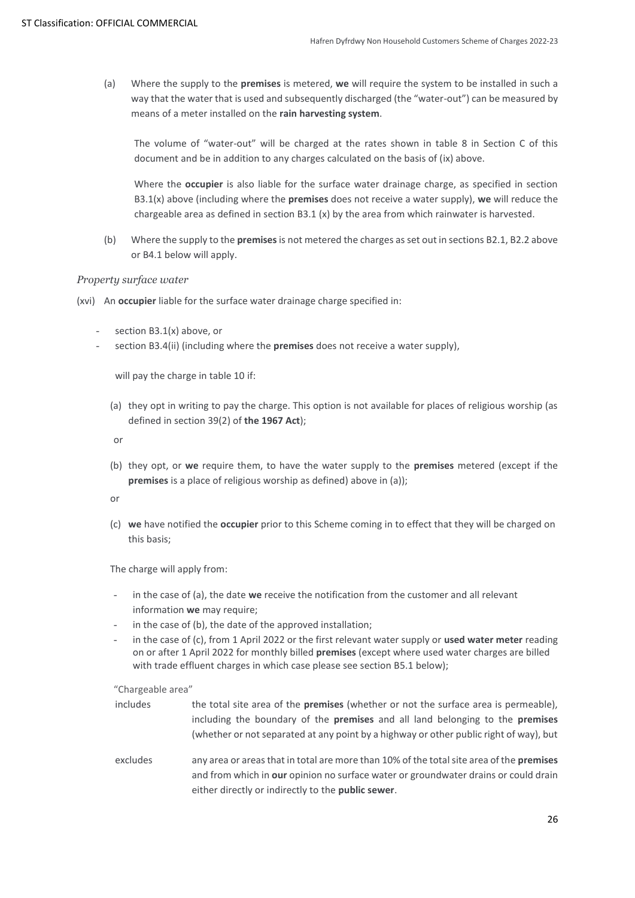(a) Where the supply to the **premises** is metered, **we** will require the system to be installed in such a way that the water that is used and subsequently discharged (the "water-out") can be measured by means of a meter installed on the **rain harvesting system**.

The volume of "water-out" will be charged at the rates shown in table 8 in Section C of this document and be in addition to any charges calculated on the basis of (ix) above.

Where the **occupier** is also liable for the surface water drainage charge, as specified in section B3.1(x) above (including where the **premises** does not receive a water supply), **we** will reduce the chargeable area as defined in section B3.1 (x) by the area from which rainwater is harvested.

(b) Where the supply to the **premises** is not metered the charges as set out in sections B2.1, B2.2 above or B4.1 below will apply.

*Property surface water*

(xvi) An **occupier** liable for the surface water drainage charge specified in:

- section B3.1(x) above, or
- section B3.4(ii) (including where the **premises** does not receive a water supply),

will pay the charge in table 10 if:

(a) they opt in writing to pay the charge. This option is not available for places of religious worship (as defined in section 39(2) of **the 1967 Act**);

or

(b) they opt, or **we** require them, to have the water supply to the **premises** metered (except if the **premises** is a place of religious worship as defined) above in (a));

or

(c) **we** have notified the **occupier** prior to this Scheme coming in to effect that they will be charged on this basis;

The charge will apply from:

- in the case of (a), the date **we** receive the notification from the customer and all relevant information **we** may require;
- in the case of (b), the date of the approved installation;
- in the case of (c), from 1 April 2022 or the first relevant water supply or **used water meter** reading on or after 1 April 2022 for monthly billed **premises** (except where used water charges are billed with trade effluent charges in which case please see section B5.1 below);

"Chargeable area"

includes — the total site area of the **premises** (whether or not the surface area is permeable), including the boundary of the **premises** and all land belonging to the **premises** (whether or not separated at any point by a highway or other public right of way), but

excludes — any area or areas that in total are more than 10% of the total site area of the **premises** and from which in **our** opinion no surface water or groundwater drains or could drain either directly or indirectly to the **public sewer**.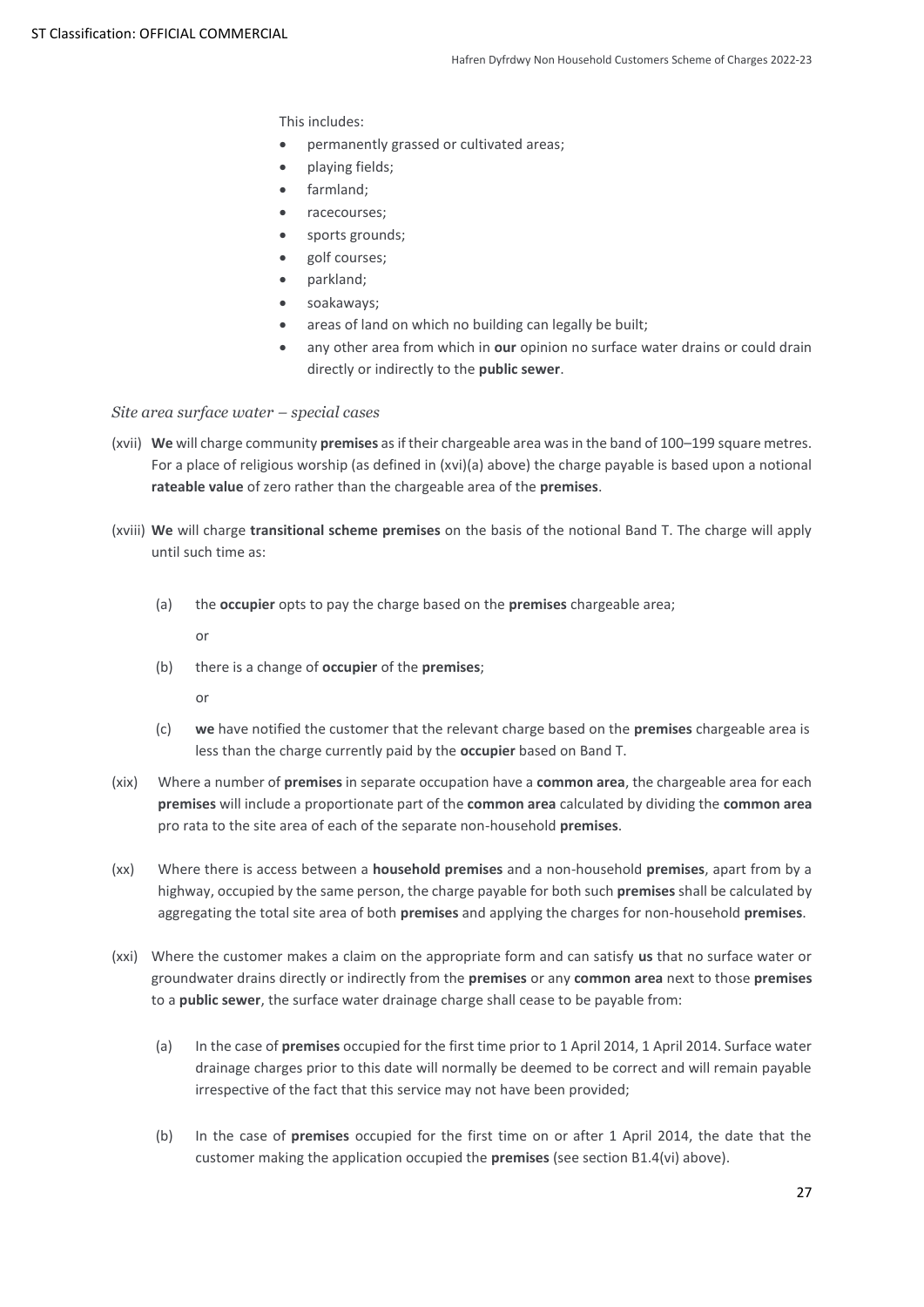This includes:

- permanently grassed or cultivated areas;
- playing fields;
- farmland;
- racecourses;
- sports grounds;
- golf courses;
- parkland;
- soakaways;
- areas of land on which no building can legally be built;
- any other area from which in **our** opinion no surface water drains or could drain directly or indirectly to the **public sewer**.

*Site area surface water – special cases*

(xvii) **We** will charge community **premises** as if their chargeable area was in the band of 100–199 square metres. For a place of religious worship (as defined in (xvi)(a) above) the charge payable is based upon a notional **rateable value** of zero rather than the chargeable area of the **premises**.

(xviii) **We** will charge **transitional scheme premises** on the basis of the notional Band T. The charge will apply until such time as:

(a) the **occupier** opts to pay the charge based on the **premises** chargeable area;

or

(b) there is a change of **occupier** of the **premises**;

or

(c) **we** have notified the customer that the relevant charge based on the **premises** chargeable area is less than the charge currently paid by the **occupier** based on Band T.

(xix) Where a number of **premises** in separate occupation have a **common area**, the chargeable area for each **premises** will include a proportionate part of the **common area** calculated by dividing the **common area** pro rata to the site area of each of the separate non-household **premises**.

(xx) Where there is access between a **household premises** and a non-household **premises**, apart from by a highway, occupied by the same person, the charge payable for both such **premises** shall be calculated by aggregating the total site area of both **premises** and applying the charges for non-household **premises**.

(xxi) Where the customer makes a claim on the appropriate form and can satisfy **us** that no surface water or groundwater drains directly or indirectly from the **premises** or any **common area** next to those **premises** to a **public sewer**, the surface water drainage charge shall cease to be payable from:

(a) In the case of **premises** occupied for the first time prior to 1 April 2014, 1 April 2014. Surface water drainage charges prior to this date will normally be deemed to be correct and will remain payable irrespective of the fact that this service may not have been provided;

(b) In the case of **premises** occupied for the first time on or after 1 April 2014, the date that the customer making the application occupied the **premises** (see section B1.4(vi) above).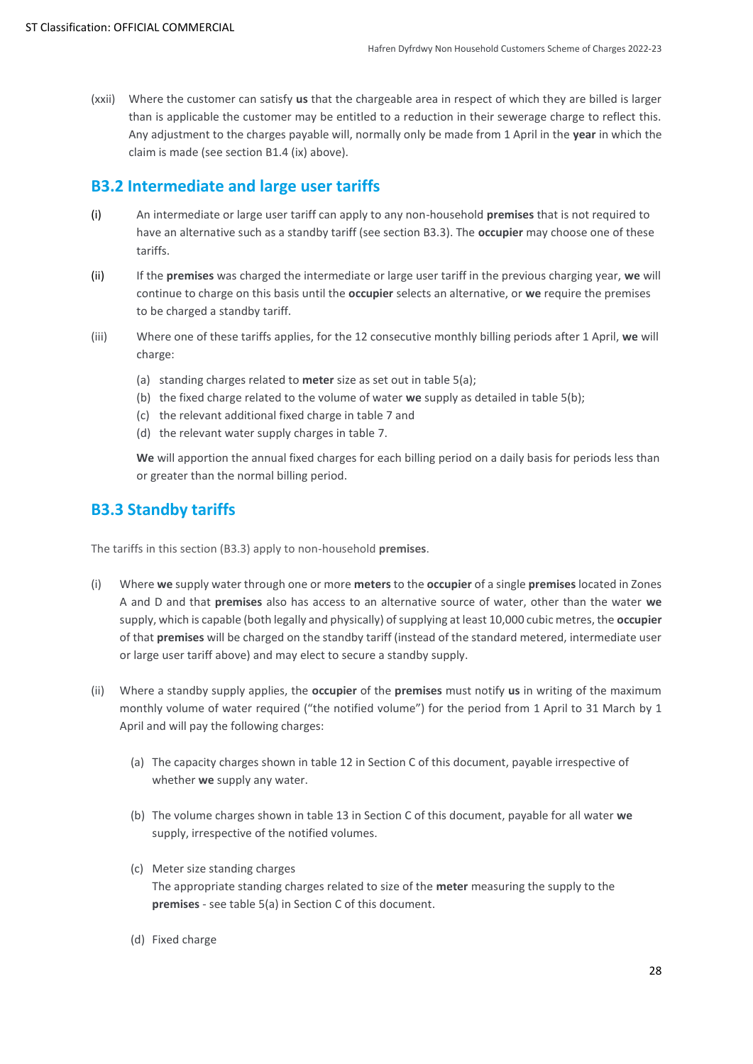(xxii) Where the customer can satisfy **us** that the chargeable area in respect of which they are billed is larger than is applicable the customer may be entitled to a reduction in their sewerage charge to reflect this. Any adjustment to the charges payable will, normally only be made from 1 April in the **year** in which the claim is made (see section B1.4 (ix) above).

## B3.2 Intermediate and large user tariffs

(i) An intermediate or large user tariff can apply to any non-household **premises** that is not required to have an alternative such as a standby tariff (see section B3.3). The **occupier** may choose one of these tariffs.

(ii) If the **premises** was charged the intermediate or large user tariff in the previous charging year, **we** will continue to charge on this basis until the **occupier** selects an alternative, or **we** require the premises to be charged a standby tariff.

(iii) Where one of these tariffs applies, for the 12 consecutive monthly billing periods after 1 April, **we** will charge:

(a) standing charges related to **meter** size as set out in table 5(a);
(b) the fixed charge related to the volume of water **we** supply as detailed in table 5(b);
(c) the relevant additional fixed charge in table 7 and
(d) the relevant water supply charges in table 7.

**We** will apportion the annual fixed charges for each billing period on a daily basis for periods less than or greater than the normal billing period.

## B3.3 Standby tariffs

The tariffs in this section (B3.3) apply to non-household **premises**.

(i) Where **we** supply water through one or more **meters** to the **occupier** of a single **premises** located in Zones A and D and that **premises** also has access to an alternative source of water, other than the water **we** supply, which is capable (both legally and physically) of supplying at least 10,000 cubic metres, the **occupier** of that **premises** will be charged on the standby tariff (instead of the standard metered, intermediate user or large user tariff above) and may elect to secure a standby supply.

(ii) Where a standby supply applies, the **occupier** of the **premises** must notify **us** in writing of the maximum monthly volume of water required ("the notified volume") for the period from 1 April to 31 March by 1 April and will pay the following charges:

(a) The capacity charges shown in table 12 in Section C of this document, payable irrespective of whether **we** supply any water.

(b) The volume charges shown in table 13 in Section C of this document, payable for all water **we** supply, irrespective of the notified volumes.

(c) Meter size standing charges
The appropriate standing charges related to size of the **meter** measuring the supply to the **premises** - see table 5(a) in Section C of this document.

(d) Fixed charge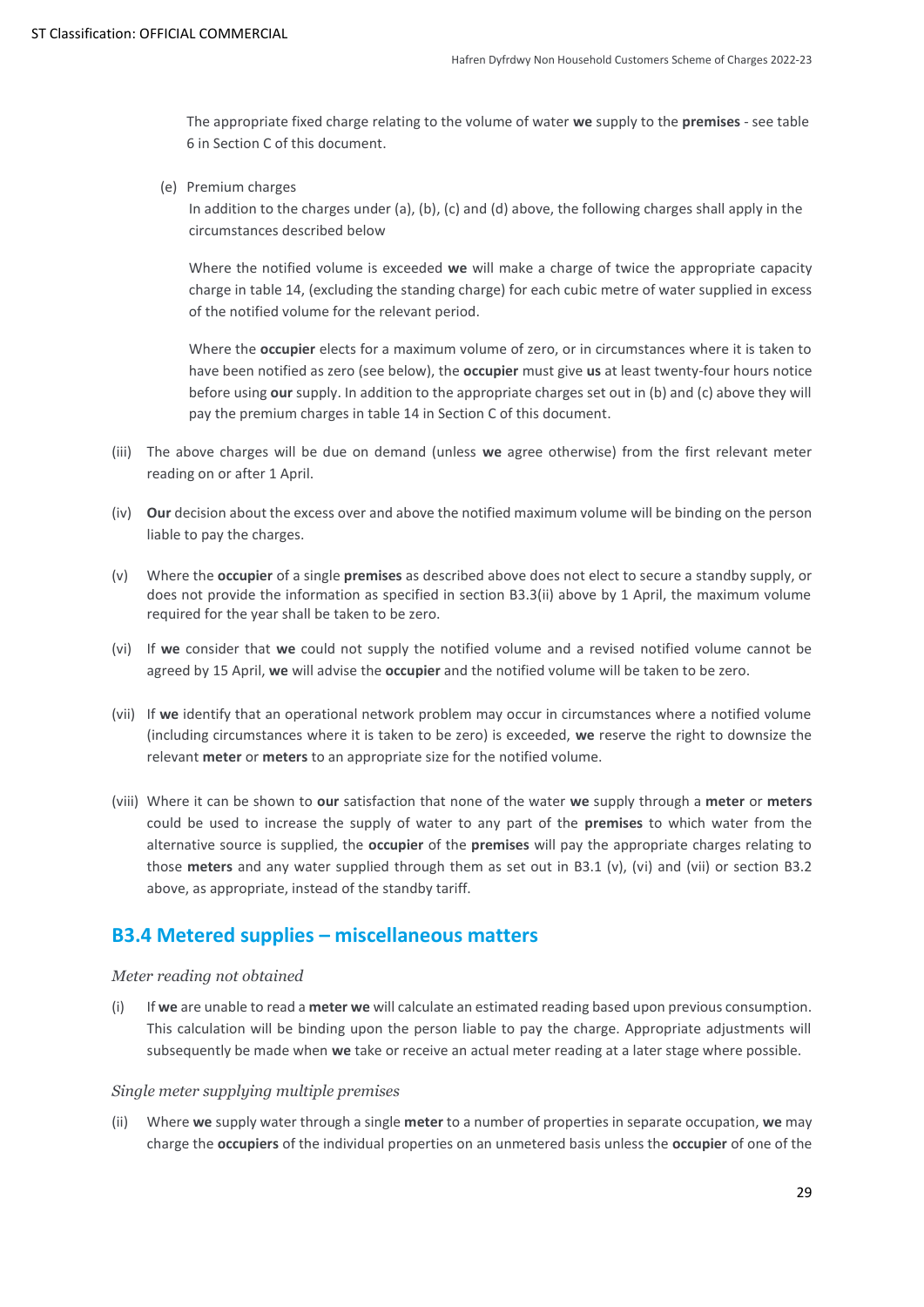The appropriate fixed charge relating to the volume of water **we** supply to the **premises** - see table 6 in Section C of this document.

(e) Premium charges

In addition to the charges under (a), (b), (c) and (d) above, the following charges shall apply in the circumstances described below

Where the notified volume is exceeded **we** will make a charge of twice the appropriate capacity charge in table 14, (excluding the standing charge) for each cubic metre of water supplied in excess of the notified volume for the relevant period.

Where the **occupier** elects for a maximum volume of zero, or in circumstances where it is taken to have been notified as zero (see below), the **occupier** must give **us** at least twenty-four hours notice before using **our** supply. In addition to the appropriate charges set out in (b) and (c) above they will pay the premium charges in table 14 in Section C of this document.

(iii) The above charges will be due on demand (unless **we** agree otherwise) from the first relevant meter reading on or after 1 April.

(iv) **Our** decision about the excess over and above the notified maximum volume will be binding on the person liable to pay the charges.

(v) Where the **occupier** of a single **premises** as described above does not elect to secure a standby supply, or does not provide the information as specified in section B3.3(ii) above by 1 April, the maximum volume required for the year shall be taken to be zero.

(vi) If **we** consider that **we** could not supply the notified volume and a revised notified volume cannot be agreed by 15 April, **we** will advise the **occupier** and the notified volume will be taken to be zero.

(vii) If **we** identify that an operational network problem may occur in circumstances where a notified volume (including circumstances where it is taken to be zero) is exceeded, **we** reserve the right to downsize the relevant **meter** or **meters** to an appropriate size for the notified volume.

(viii) Where it can be shown to **our** satisfaction that none of the water **we** supply through a **meter** or **meters** could be used to increase the supply of water to any part of the **premises** to which water from the alternative source is supplied, the **occupier** of the **premises** will pay the appropriate charges relating to those **meters** and any water supplied through them as set out in B3.1 (v), (vi) and (vii) or section B3.2 above, as appropriate, instead of the standby tariff.

## B3.4 Metered supplies – miscellaneous matters

*Meter reading not obtained*

(i) If **we** are unable to read a **meter** **we** will calculate an estimated reading based upon previous consumption. This calculation will be binding upon the person liable to pay the charge. Appropriate adjustments will subsequently be made when **we** take or receive an actual meter reading at a later stage where possible.

*Single meter supplying multiple premises*

(ii) Where **we** supply water through a single **meter** to a number of properties in separate occupation, **we** may charge the **occupiers** of the individual properties on an unmetered basis unless the **occupier** of one of the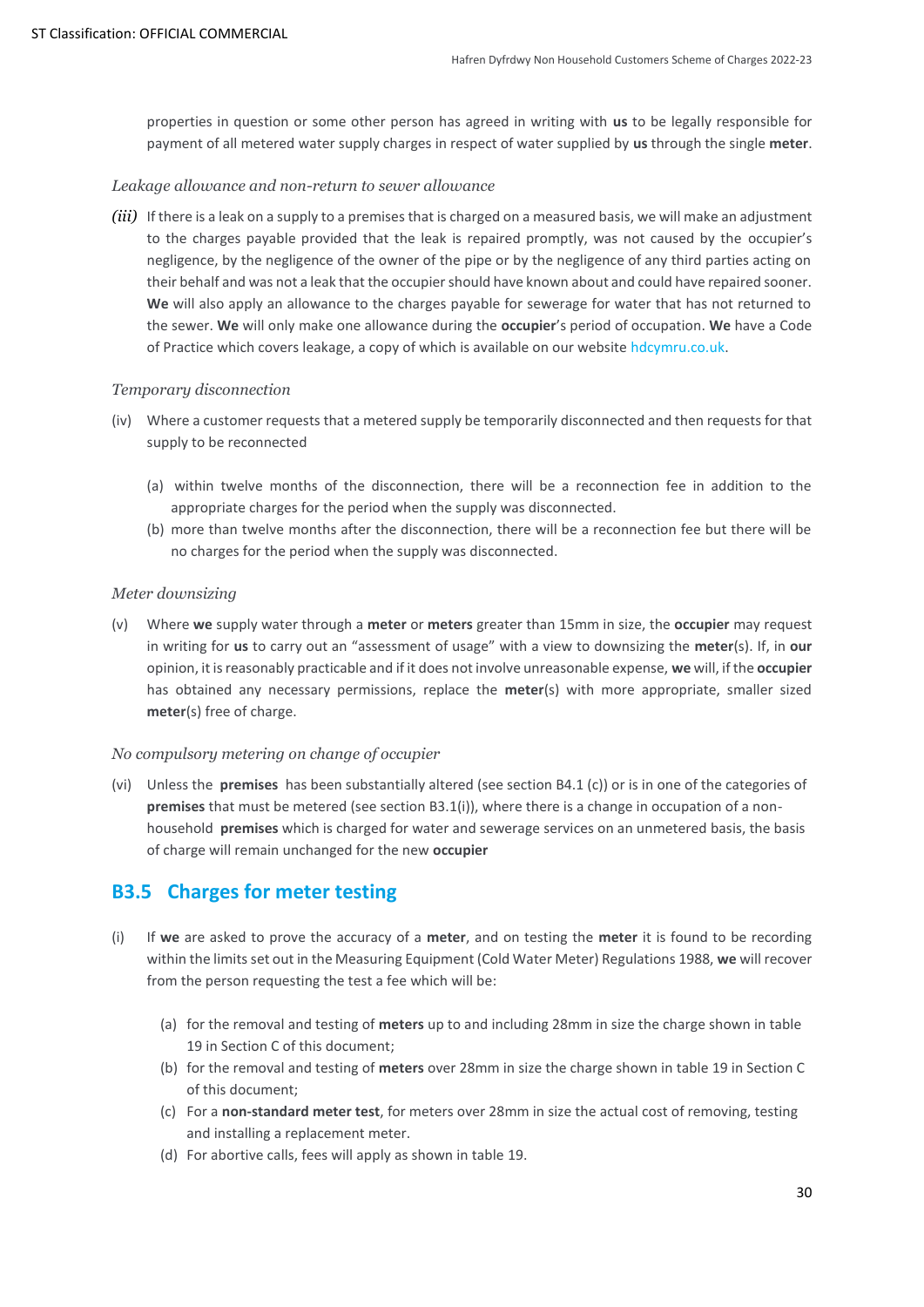properties in question or some other person has agreed in writing with **us** to be legally responsible for payment of all metered water supply charges in respect of water supplied by **us** through the single **meter**.

*Leakage allowance and non-return to sewer allowance*

*(iii)* If there is a leak on a supply to a premises that is charged on a measured basis, we will make an adjustment to the charges payable provided that the leak is repaired promptly, was not caused by the occupier's negligence, by the negligence of the owner of the pipe or by the negligence of any third parties acting on their behalf and was not a leak that the occupier should have known about and could have repaired sooner. **We** will also apply an allowance to the charges payable for sewerage for water that has not returned to the sewer. **We** will only make one allowance during the **occupier**'s period of occupation. **We** have a Code of Practice which covers leakage, a copy of which is available on our website hdcymru.co.uk.

*Temporary disconnection*

(iv) Where a customer requests that a metered supply be temporarily disconnected and then requests for that supply to be reconnected

(a) within twelve months of the disconnection, there will be a reconnection fee in addition to the appropriate charges for the period when the supply was disconnected.

(b) more than twelve months after the disconnection, there will be a reconnection fee but there will be no charges for the period when the supply was disconnected.

*Meter downsizing*

(v) Where **we** supply water through a **meter** or **meters** greater than 15mm in size, the **occupier** may request in writing for **us** to carry out an "assessment of usage" with a view to downsizing the **meter**(s). If, in **our** opinion, it is reasonably practicable and if it does not involve unreasonable expense, **we** will, if the **occupier** has obtained any necessary permissions, replace the **meter**(s) with more appropriate, smaller sized **meter**(s) free of charge.

*No compulsory metering on change of occupier*

(vi) Unless the **premises** has been substantially altered (see section B4.1 (c)) or is in one of the categories of **premises** that must be metered (see section B3.1(i)), where there is a change in occupation of a non-household **premises** which is charged for water and sewerage services on an unmetered basis, the basis of charge will remain unchanged for the new **occupier**

## B3.5 Charges for meter testing

(i) If **we** are asked to prove the accuracy of a **meter**, and on testing the **meter** it is found to be recording within the limits set out in the Measuring Equipment (Cold Water Meter) Regulations 1988, **we** will recover from the person requesting the test a fee which will be:

(a) for the removal and testing of **meters** up to and including 28mm in size the charge shown in table 19 in Section C of this document;

(b) for the removal and testing of **meters** over 28mm in size the charge shown in table 19 in Section C of this document;

(c) For a **non-standard meter test**, for meters over 28mm in size the actual cost of removing, testing and installing a replacement meter.

(d) For abortive calls, fees will apply as shown in table 19.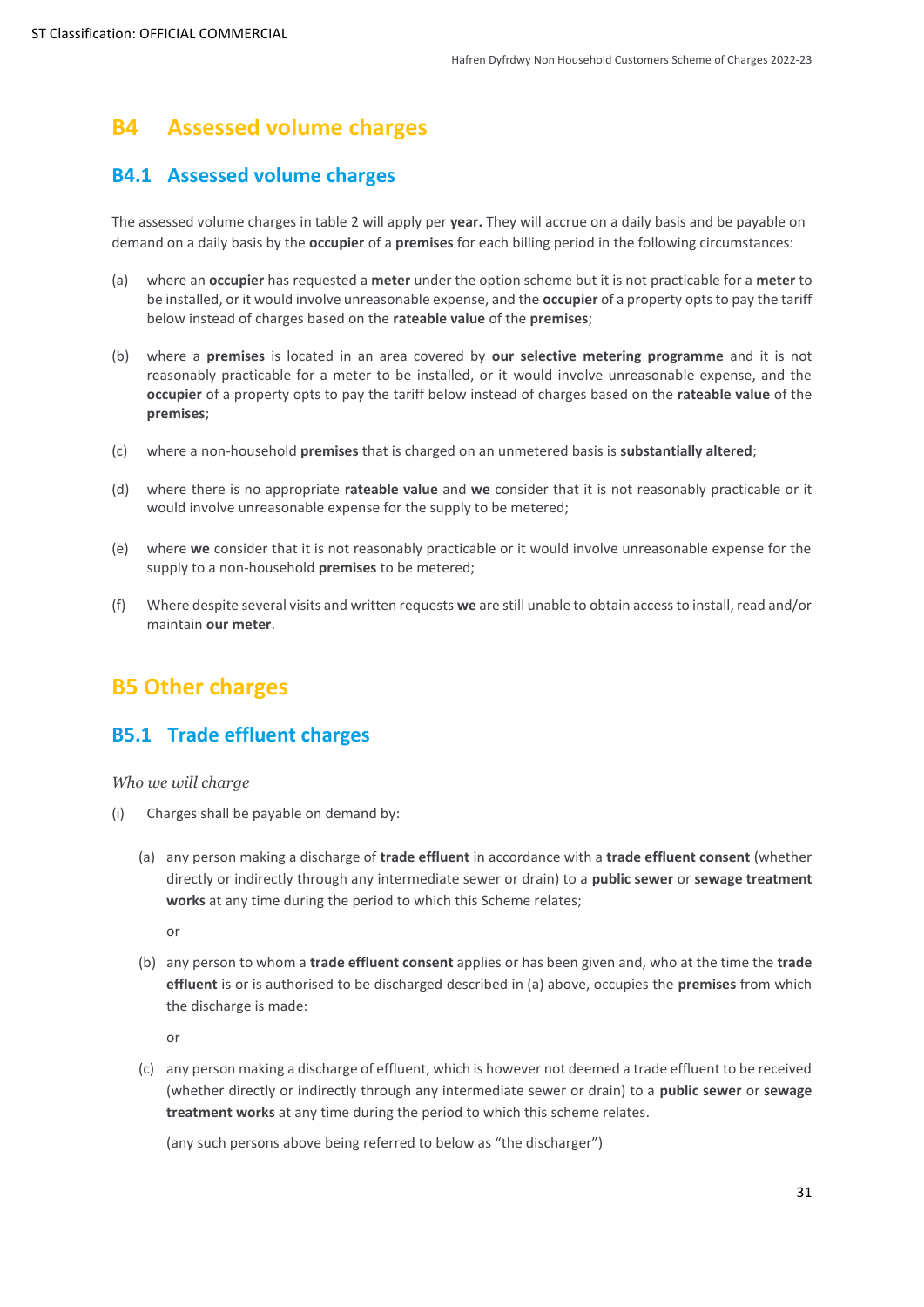## B4 Assessed volume charges

### B4.1 Assessed volume charges

The assessed volume charges in table 2 will apply per **year.** They will accrue on a daily basis and be payable on demand on a daily basis by the **occupier** of a **premises** for each billing period in the following circumstances:

(a) where an **occupier** has requested a **meter** under the option scheme but it is not practicable for a **meter** to be installed, or it would involve unreasonable expense, and the **occupier** of a property opts to pay the tariff below instead of charges based on the **rateable value** of the **premises**;

(b) where a **premises** is located in an area covered by **our selective metering programme** and it is not reasonably practicable for a meter to be installed, or it would involve unreasonable expense, and the **occupier** of a property opts to pay the tariff below instead of charges based on the **rateable value** of the **premises**;

(c) where a non-household **premises** that is charged on an unmetered basis is **substantially altered**;

(d) where there is no appropriate **rateable value** and **we** consider that it is not reasonably practicable or it would involve unreasonable expense for the supply to be metered;

(e) where **we** consider that it is not reasonably practicable or it would involve unreasonable expense for the supply to a non-household **premises** to be metered;

(f) Where despite several visits and written requests **we** are still unable to obtain access to install, read and/or maintain **our meter**.

## B5 Other charges

### B5.1 Trade effluent charges

*Who we will charge*

(i) Charges shall be payable on demand by:

   (a) any person making a discharge of **trade effluent** in accordance with a **trade effluent consent** (whether directly or indirectly through any intermediate sewer or drain) to a **public sewer** or **sewage treatment works** at any time during the period to which this Scheme relates;

   or

   (b) any person to whom a **trade effluent consent** applies or has been given and, who at the time the **trade effluent** is or is authorised to be discharged described in (a) above, occupies the **premises** from which the discharge is made:

   or

   (c) any person making a discharge of effluent, which is however not deemed a trade effluent to be received (whether directly or indirectly through any intermediate sewer or drain) to a **public sewer** or **sewage treatment works** at any time during the period to which this scheme relates.

   (any such persons above being referred to below as "the discharger")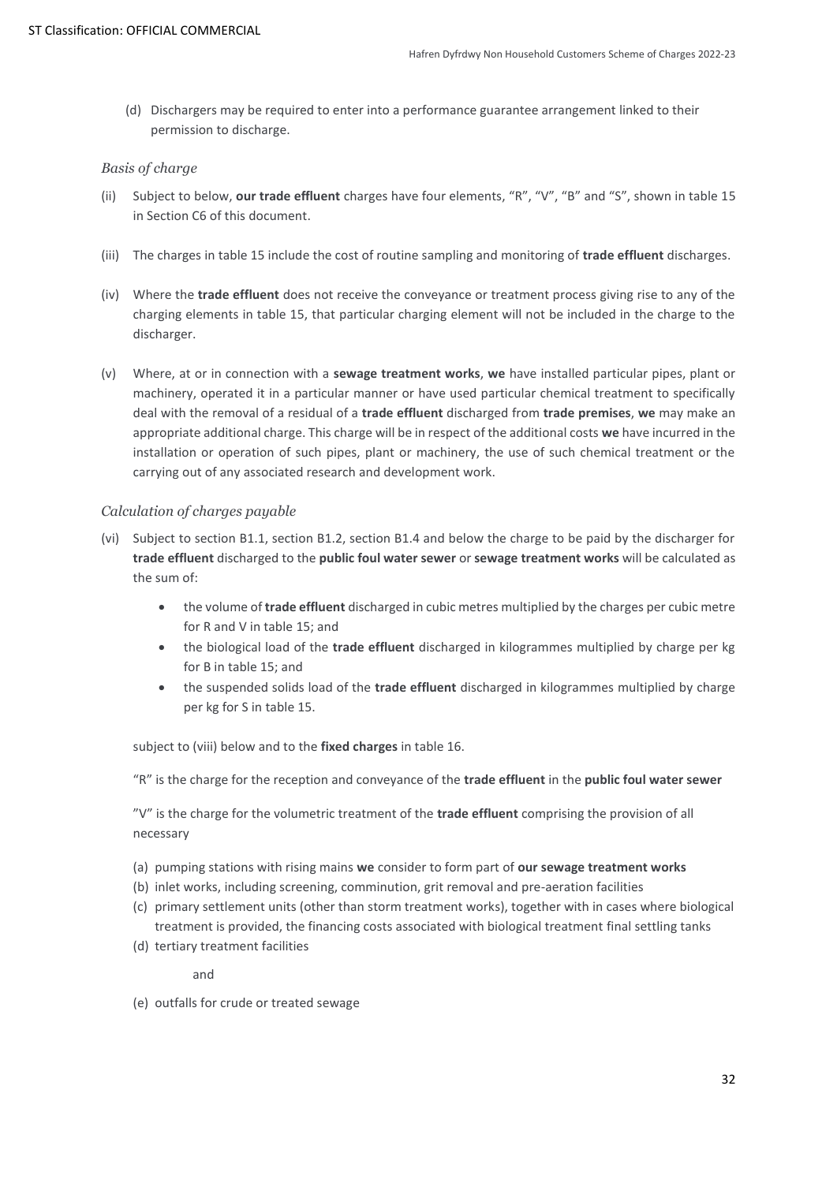(d) Dischargers may be required to enter into a performance guarantee arrangement linked to their permission to discharge.

*Basis of charge*

(ii) Subject to below, **our trade effluent** charges have four elements, "R", "V", "B" and "S", shown in table 15 in Section C6 of this document.

(iii) The charges in table 15 include the cost of routine sampling and monitoring of **trade effluent** discharges.

(iv) Where the **trade effluent** does not receive the conveyance or treatment process giving rise to any of the charging elements in table 15, that particular charging element will not be included in the charge to the discharger.

(v) Where, at or in connection with a **sewage treatment works**, **we** have installed particular pipes, plant or machinery, operated it in a particular manner or have used particular chemical treatment to specifically deal with the removal of a residual of a **trade effluent** discharged from **trade premises**, **we** may make an appropriate additional charge. This charge will be in respect of the additional costs **we** have incurred in the installation or operation of such pipes, plant or machinery, the use of such chemical treatment or the carrying out of any associated research and development work.

*Calculation of charges payable*

(vi) Subject to section B1.1, section B1.2, section B1.4 and below the charge to be paid by the discharger for **trade effluent** discharged to the **public foul water sewer** or **sewage treatment works** will be calculated as the sum of:

- the volume of **trade effluent** discharged in cubic metres multiplied by the charges per cubic metre for R and V in table 15; and
- the biological load of the **trade effluent** discharged in kilogrammes multiplied by charge per kg for B in table 15; and
- the suspended solids load of the **trade effluent** discharged in kilogrammes multiplied by charge per kg for S in table 15.

subject to (viii) below and to the **fixed charges** in table 16.

"R" is the charge for the reception and conveyance of the **trade effluent** in the **public foul water sewer**

"V" is the charge for the volumetric treatment of the **trade effluent** comprising the provision of all necessary

(a) pumping stations with rising mains **we** consider to form part of **our sewage treatment works**
(b) inlet works, including screening, comminution, grit removal and pre-aeration facilities
(c) primary settlement units (other than storm treatment works), together with in cases where biological treatment is provided, the financing costs associated with biological treatment final settling tanks
(d) tertiary treatment facilities

and

(e) outfalls for crude or treated sewage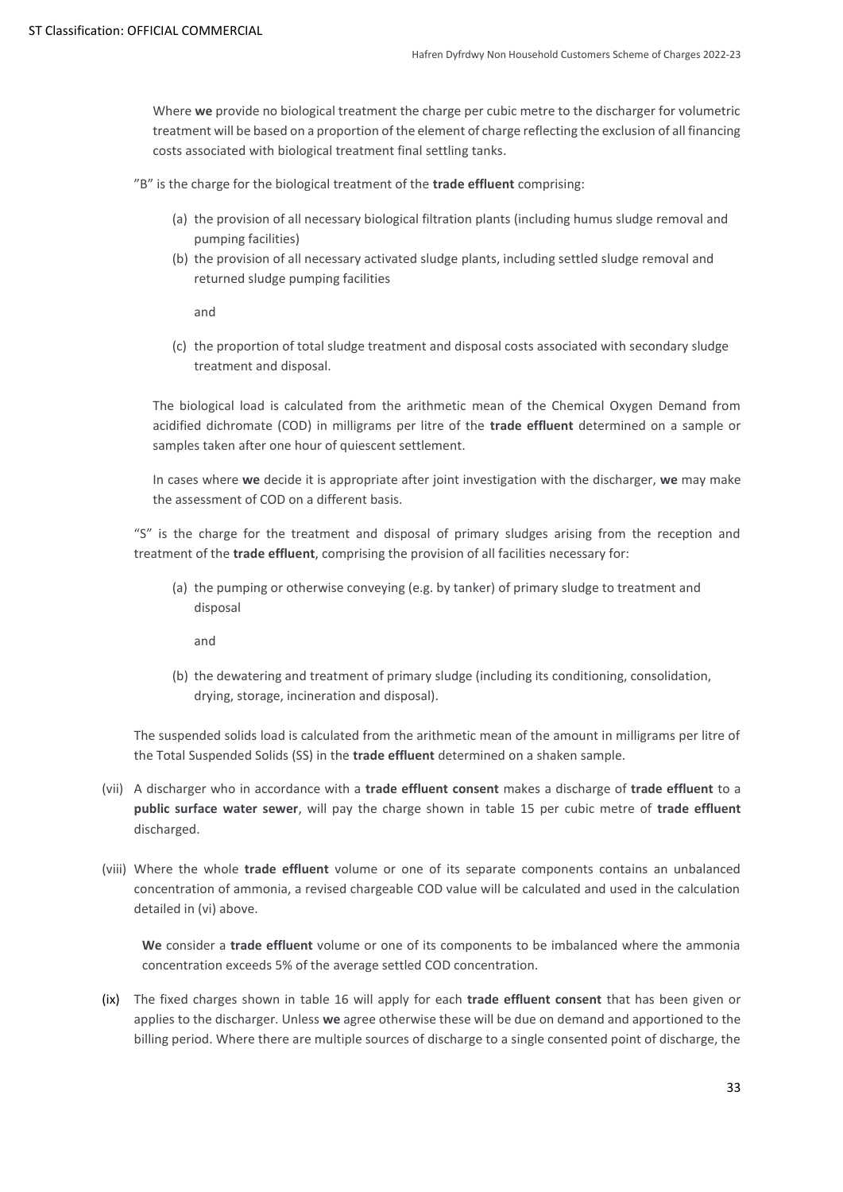Where **we** provide no biological treatment the charge per cubic metre to the discharger for volumetric treatment will be based on a proportion of the element of charge reflecting the exclusion of all financing costs associated with biological treatment final settling tanks.

"B" is the charge for the biological treatment of the **trade effluent** comprising:

(a) the provision of all necessary biological filtration plants (including humus sludge removal and pumping facilities)

(b) the provision of all necessary activated sludge plants, including settled sludge removal and returned sludge pumping facilities

and

(c) the proportion of total sludge treatment and disposal costs associated with secondary sludge treatment and disposal.

The biological load is calculated from the arithmetic mean of the Chemical Oxygen Demand from acidified dichromate (COD) in milligrams per litre of the **trade effluent** determined on a sample or samples taken after one hour of quiescent settlement.

In cases where **we** decide it is appropriate after joint investigation with the discharger, **we** may make the assessment of COD on a different basis.

"S" is the charge for the treatment and disposal of primary sludges arising from the reception and treatment of the **trade effluent**, comprising the provision of all facilities necessary for:

(a) the pumping or otherwise conveying (e.g. by tanker) of primary sludge to treatment and disposal

and

(b) the dewatering and treatment of primary sludge (including its conditioning, consolidation, drying, storage, incineration and disposal).

The suspended solids load is calculated from the arithmetic mean of the amount in milligrams per litre of the Total Suspended Solids (SS) in the **trade effluent** determined on a shaken sample.

(vii) A discharger who in accordance with a **trade effluent consent** makes a discharge of **trade effluent** to a **public surface water sewer**, will pay the charge shown in table 15 per cubic metre of **trade effluent** discharged.

(viii) Where the whole **trade effluent** volume or one of its separate components contains an unbalanced concentration of ammonia, a revised chargeable COD value will be calculated and used in the calculation detailed in (vi) above.

**We** consider a **trade effluent** volume or one of its components to be imbalanced where the ammonia concentration exceeds 5% of the average settled COD concentration.

(ix) The fixed charges shown in table 16 will apply for each **trade effluent consent** that has been given or applies to the discharger. Unless **we** agree otherwise these will be due on demand and apportioned to the billing period. Where there are multiple sources of discharge to a single consented point of discharge, the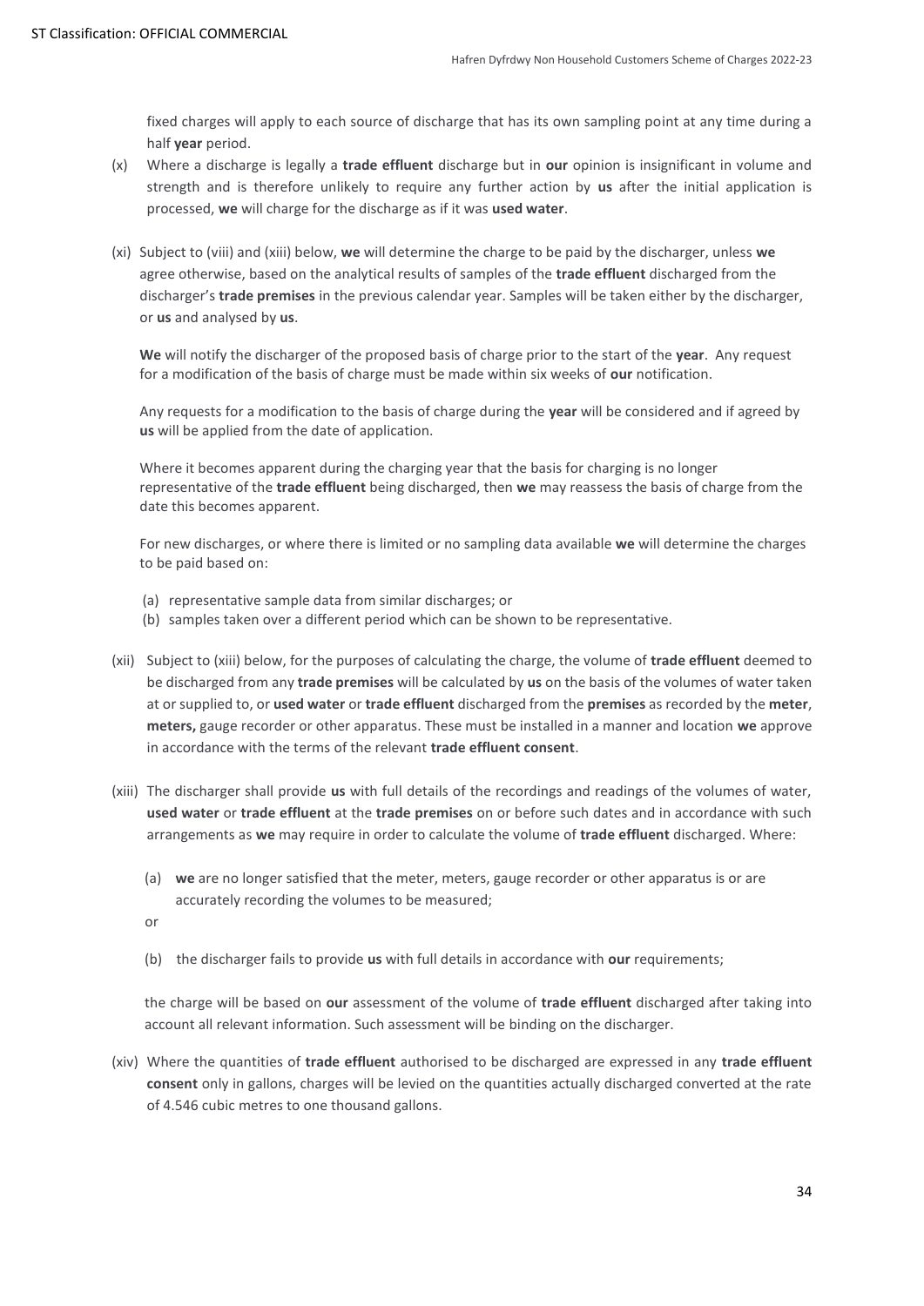fixed charges will apply to each source of discharge that has its own sampling point at any time during a half **year** period.

(x) Where a discharge is legally a **trade effluent** discharge but in **our** opinion is insignificant in volume and strength and is therefore unlikely to require any further action by **us** after the initial application is processed, **we** will charge for the discharge as if it was **used water**.

(xi) Subject to (viii) and (xiii) below, **we** will determine the charge to be paid by the discharger, unless **we** agree otherwise, based on the analytical results of samples of the **trade effluent** discharged from the discharger's **trade premises** in the previous calendar year. Samples will be taken either by the discharger, or **us** and analysed by **us**.

**We** will notify the discharger of the proposed basis of charge prior to the start of the **year**. Any request for a modification of the basis of charge must be made within six weeks of **our** notification.

Any requests for a modification to the basis of charge during the **year** will be considered and if agreed by **us** will be applied from the date of application.

Where it becomes apparent during the charging year that the basis for charging is no longer representative of the **trade effluent** being discharged, then **we** may reassess the basis of charge from the date this becomes apparent.

For new discharges, or where there is limited or no sampling data available **we** will determine the charges to be paid based on:

(a) representative sample data from similar discharges; or
(b) samples taken over a different period which can be shown to be representative.

(xii) Subject to (xiii) below, for the purposes of calculating the charge, the volume of **trade effluent** deemed to be discharged from any **trade premises** will be calculated by **us** on the basis of the volumes of water taken at or supplied to, or **used water** or **trade effluent** discharged from the **premises** as recorded by the **meter**, **meters,** gauge recorder or other apparatus. These must be installed in a manner and location **we** approve in accordance with the terms of the relevant **trade effluent consent**.

(xiii) The discharger shall provide **us** with full details of the recordings and readings of the volumes of water, **used water** or **trade effluent** at the **trade premises** on or before such dates and in accordance with such arrangements as **we** may require in order to calculate the volume of **trade effluent** discharged. Where:

(a) **we** are no longer satisfied that the meter, meters, gauge recorder or other apparatus is or are accurately recording the volumes to be measured;

or

(b) the discharger fails to provide **us** with full details in accordance with **our** requirements;

the charge will be based on **our** assessment of the volume of **trade effluent** discharged after taking into account all relevant information. Such assessment will be binding on the discharger.

(xiv) Where the quantities of **trade effluent** authorised to be discharged are expressed in any **trade effluent consent** only in gallons, charges will be levied on the quantities actually discharged converted at the rate of 4.546 cubic metres to one thousand gallons.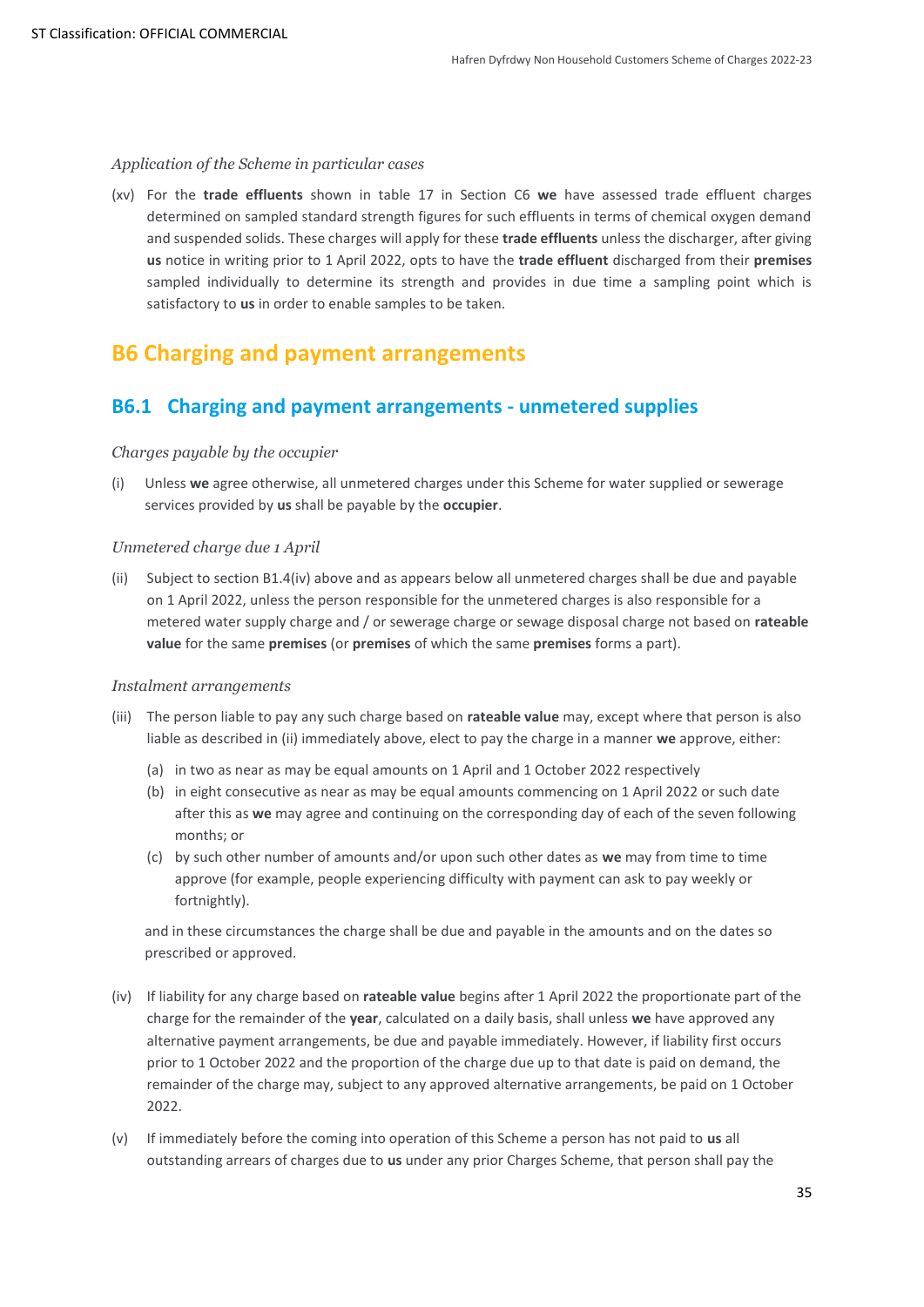*Application of the Scheme in particular cases*

(xv) For the **trade effluents** shown in table 17 in Section C6 **we** have assessed trade effluent charges determined on sampled standard strength figures for such effluents in terms of chemical oxygen demand and suspended solids. These charges will apply for these **trade effluents** unless the discharger, after giving **us** notice in writing prior to 1 April 2022, opts to have the **trade effluent** discharged from their **premises** sampled individually to determine its strength and provides in due time a sampling point which is satisfactory to **us** in order to enable samples to be taken.

# B6 Charging and payment arrangements

## B6.1 Charging and payment arrangements - unmetered supplies

*Charges payable by the occupier*

(i) Unless **we** agree otherwise, all unmetered charges under this Scheme for water supplied or sewerage services provided by **us** shall be payable by the **occupier**.

*Unmetered charge due 1 April*

(ii) Subject to section B1.4(iv) above and as appears below all unmetered charges shall be due and payable on 1 April 2022, unless the person responsible for the unmetered charges is also responsible for a metered water supply charge and / or sewerage charge or sewage disposal charge not based on **rateable value** for the same **premises** (or **premises** of which the same **premises** forms a part).

*Instalment arrangements*

(iii) The person liable to pay any such charge based on **rateable value** may, except where that person is also liable as described in (ii) immediately above, elect to pay the charge in a manner **we** approve, either:

(a) in two as near as may be equal amounts on 1 April and 1 October 2022 respectively

(b) in eight consecutive as near as may be equal amounts commencing on 1 April 2022 or such date after this as **we** may agree and continuing on the corresponding day of each of the seven following months; or

(c) by such other number of amounts and/or upon such other dates as **we** may from time to time approve (for example, people experiencing difficulty with payment can ask to pay weekly or fortnightly).

and in these circumstances the charge shall be due and payable in the amounts and on the dates so prescribed or approved.

(iv) If liability for any charge based on **rateable value** begins after 1 April 2022 the proportionate part of the charge for the remainder of the **year**, calculated on a daily basis, shall unless **we** have approved any alternative payment arrangements, be due and payable immediately. However, if liability first occurs prior to 1 October 2022 and the proportion of the charge due up to that date is paid on demand, the remainder of the charge may, subject to any approved alternative arrangements, be paid on 1 October 2022.

(v) If immediately before the coming into operation of this Scheme a person has not paid to **us** all outstanding arrears of charges due to **us** under any prior Charges Scheme, that person shall pay the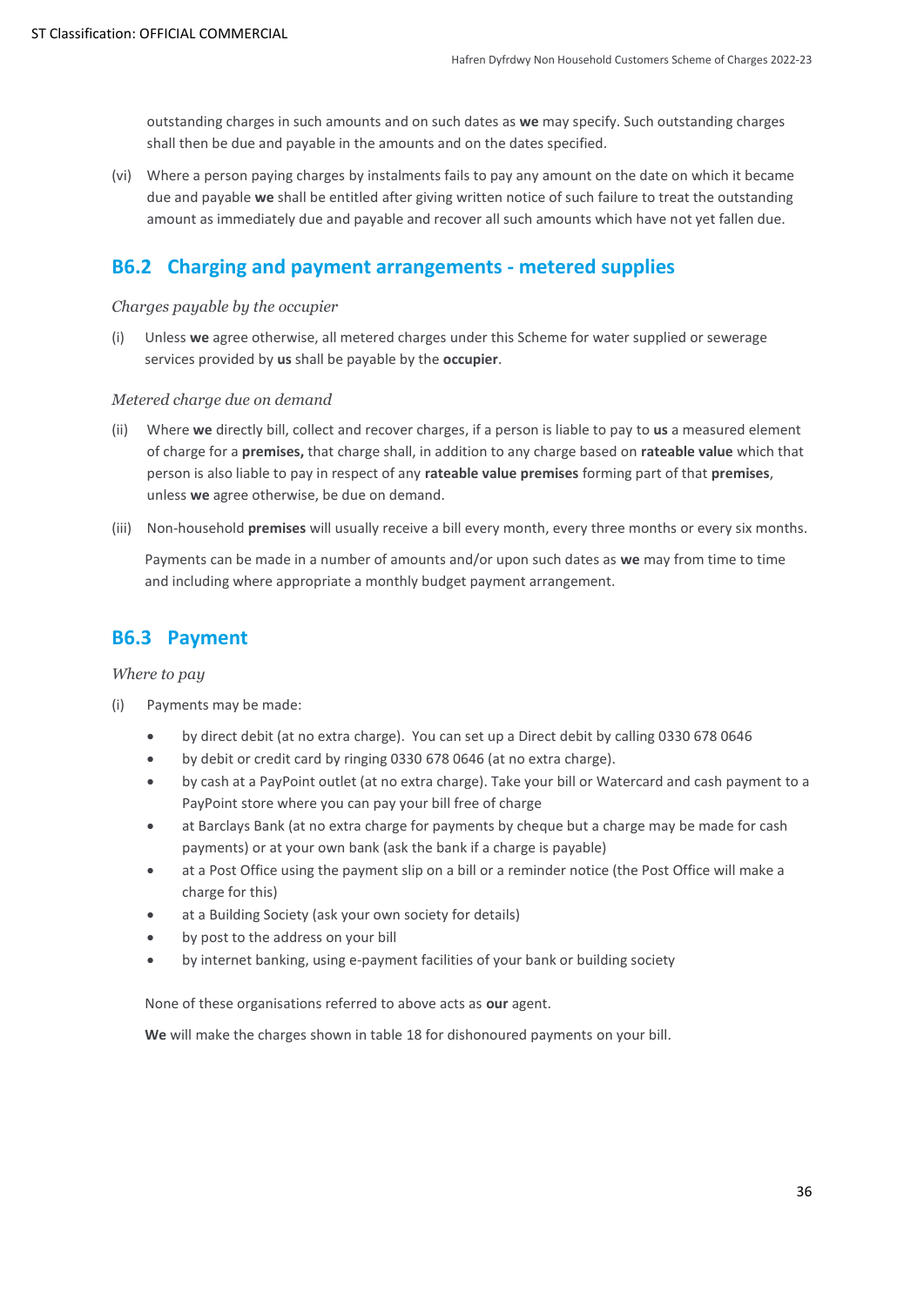outstanding charges in such amounts and on such dates as **we** may specify. Such outstanding charges shall then be due and payable in the amounts and on the dates specified.

(vi) Where a person paying charges by instalments fails to pay any amount on the date on which it became due and payable **we** shall be entitled after giving written notice of such failure to treat the outstanding amount as immediately due and payable and recover all such amounts which have not yet fallen due.

## B6.2 Charging and payment arrangements - metered supplies

*Charges payable by the occupier*

(i) Unless **we** agree otherwise, all metered charges under this Scheme for water supplied or sewerage services provided by **us** shall be payable by the **occupier**.

*Metered charge due on demand*

(ii) Where **we** directly bill, collect and recover charges, if a person is liable to pay to **us** a measured element of charge for a **premises,** that charge shall, in addition to any charge based on **rateable value** which that person is also liable to pay in respect of any **rateable value premises** forming part of that **premises**, unless **we** agree otherwise, be due on demand.

(iii) Non-household **premises** will usually receive a bill every month, every three months or every six months.

Payments can be made in a number of amounts and/or upon such dates as **we** may from time to time and including where appropriate a monthly budget payment arrangement.

## B6.3 Payment

*Where to pay*

(i) Payments may be made:

- by direct debit (at no extra charge). You can set up a Direct debit by calling 0330 678 0646
- by debit or credit card by ringing 0330 678 0646 (at no extra charge).
- by cash at a PayPoint outlet (at no extra charge). Take your bill or Watercard and cash payment to a PayPoint store where you can pay your bill free of charge
- at Barclays Bank (at no extra charge for payments by cheque but a charge may be made for cash payments) or at your own bank (ask the bank if a charge is payable)
- at a Post Office using the payment slip on a bill or a reminder notice (the Post Office will make a charge for this)
- at a Building Society (ask your own society for details)
- by post to the address on your bill
- by internet banking, using e-payment facilities of your bank or building society

None of these organisations referred to above acts as **our** agent.

**We** will make the charges shown in table 18 for dishonoured payments on your bill.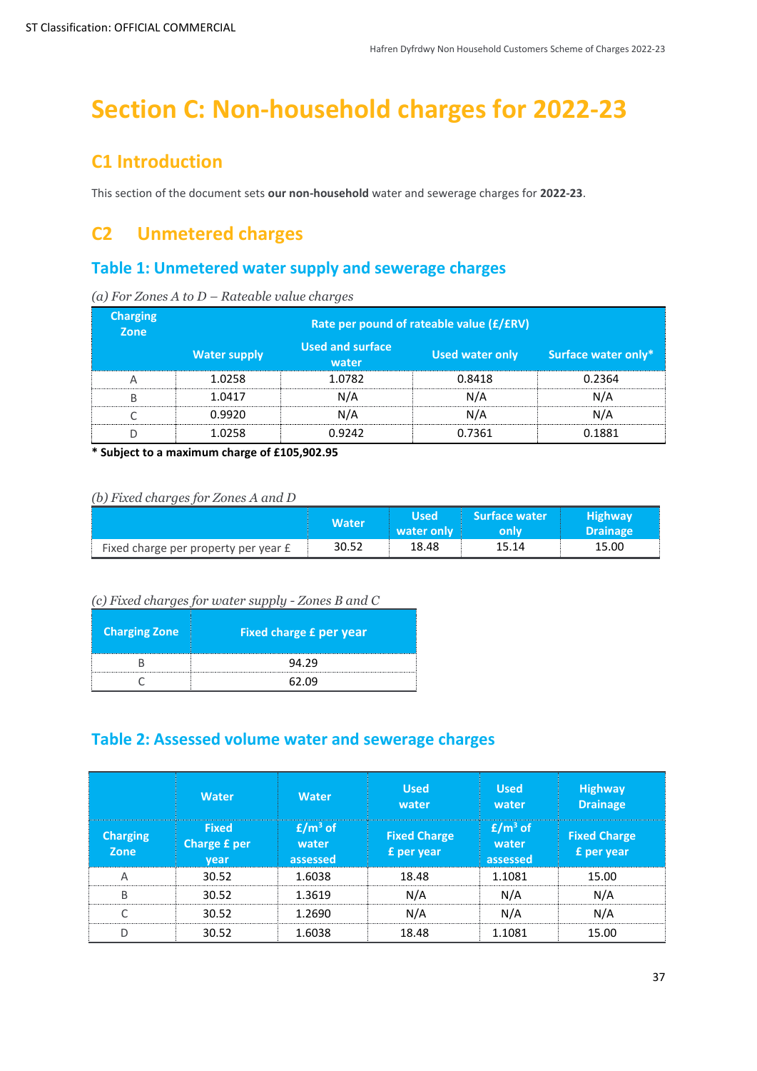# Section C: Non-household charges for 2022-23

## C1 Introduction

This section of the document sets **our non-household** water and sewerage charges for **2022-23**.

## C2 Unmetered charges

### Table 1: Unmetered water supply and sewerage charges

*(a) For Zones A to D – Rateable value charges*

| Charging Zone | Rate per pound of rateable value (£/£RV) | | | |
|---|---|---|---|---|
| | Water supply | Used and surface water | Used water only | Surface water only* |
| A | 1.0258 | 1.0782 | 0.8418 | 0.2364 |
| B | 1.0417 | N/A | N/A | N/A |
| C | 0.9920 | N/A | N/A | N/A |
| D | 1.0258 | 0.9242 | 0.7361 | 0.1881 |

**\* Subject to a maximum charge of £105,902.95**

*(b) Fixed charges for Zones A and D*

| | Water | Used water only | Surface water only | Highway Drainage |
|---|---|---|---|---|
| Fixed charge per property per year £ | 30.52 | 18.48 | 15.14 | 15.00 |

*(c) Fixed charges for water supply - Zones B and C*

| Charging Zone | Fixed charge £ per year |
|---|---|
| B | 94.29 |
| C | 62.09 |

### Table 2: Assessed volume water and sewerage charges

| | Water | Water | Used water | Used water | Highway Drainage |
|---|---|---|---|---|---|
| Charging Zone | Fixed Charge £ per year | £/m³ of water assessed | Fixed Charge £ per year | £/m³ of water assessed | Fixed Charge £ per year |
| A | 30.52 | 1.6038 | 18.48 | 1.1081 | 15.00 |
| B | 30.52 | 1.3619 | N/A | N/A | N/A |
| C | 30.52 | 1.2690 | N/A | N/A | N/A |
| D | 30.52 | 1.6038 | 18.48 | 1.1081 | 15.00 |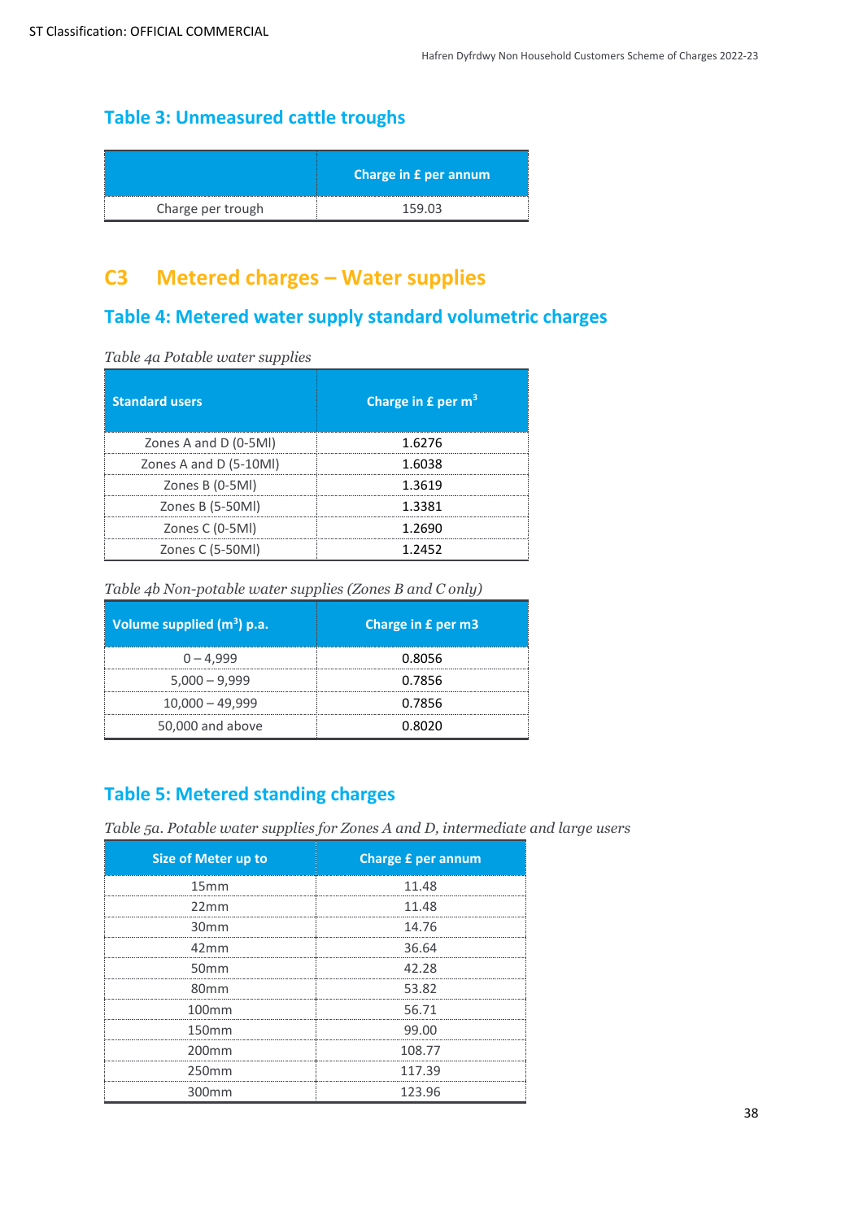## Table 3: Unmeasured cattle troughs

| | Charge in £ per annum |
|---|---|
| Charge per trough | 159.03 |

# C3 Metered charges – Water supplies

## Table 4: Metered water supply standard volumetric charges

*Table 4a Potable water supplies*

| Standard users | Charge in £ per $m^3$ |
|---|---|
| Zones A and D (0-5Ml) | 1.6276 |
| Zones A and D (5-10Ml) | 1.6038 |
| Zones B (0-5Ml) | 1.3619 |
| Zones B (5-50Ml) | 1.3381 |
| Zones C (0-5Ml) | 1.2690 |
| Zones C (5-50Ml) | 1.2452 |

*Table 4b Non-potable water supplies (Zones B and C only)*

| Volume supplied ($m^3$) p.a. | Charge in £ per m3 |
|---|---|
| 0 – 4,999 | 0.8056 |
| 5,000 – 9,999 | 0.7856 |
| 10,000 – 49,999 | 0.7856 |
| 50,000 and above | 0.8020 |

## Table 5: Metered standing charges

*Table 5a. Potable water supplies for Zones A and D, intermediate and large users*

| Size of Meter up to | Charge £ per annum |
|---|---|
| 15mm | 11.48 |
| 22mm | 11.48 |
| 30mm | 14.76 |
| 42mm | 36.64 |
| 50mm | 42.28 |
| 80mm | 53.82 |
| 100mm | 56.71 |
| 150mm | 99.00 |
| 200mm | 108.77 |
| 250mm | 117.39 |
| 300mm | 123.96 |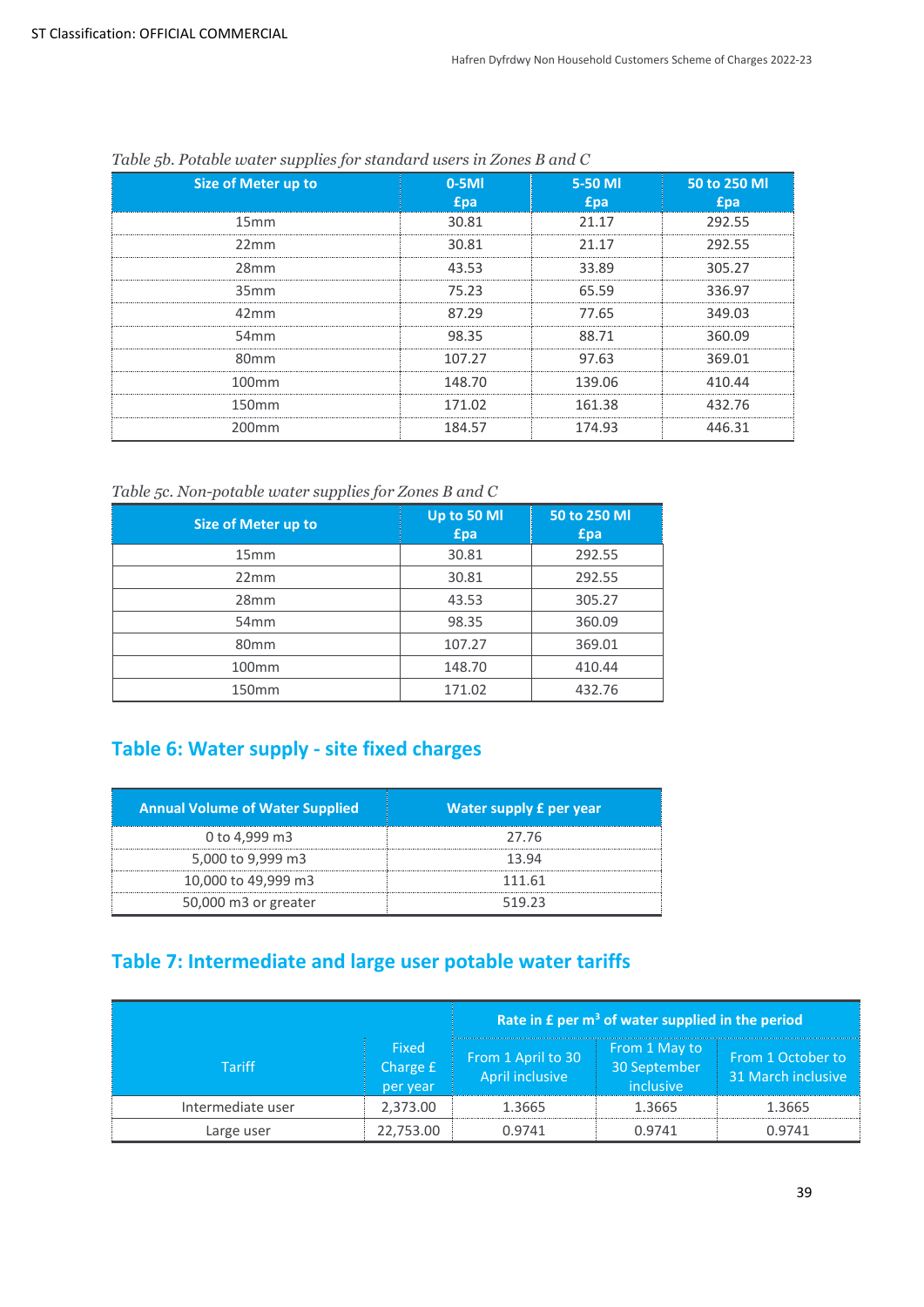*Table 5b. Potable water supplies for standard users in Zones B and C*

| Size of Meter up to | 0-5Ml £pa | 5-50 Ml £pa | 50 to 250 Ml £pa |
|---|---|---|---|
| 15mm | 30.81 | 21.17 | 292.55 |
| 22mm | 30.81 | 21.17 | 292.55 |
| 28mm | 43.53 | 33.89 | 305.27 |
| 35mm | 75.23 | 65.59 | 336.97 |
| 42mm | 87.29 | 77.65 | 349.03 |
| 54mm | 98.35 | 88.71 | 360.09 |
| 80mm | 107.27 | 97.63 | 369.01 |
| 100mm | 148.70 | 139.06 | 410.44 |
| 150mm | 171.02 | 161.38 | 432.76 |
| 200mm | 184.57 | 174.93 | 446.31 |

*Table 5c. Non-potable water supplies for Zones B and C*

| Size of Meter up to | Up to 50 Ml £pa | 50 to 250 Ml £pa |
|---|---|---|
| 15mm | 30.81 | 292.55 |
| 22mm | 30.81 | 292.55 |
| 28mm | 43.53 | 305.27 |
| 54mm | 98.35 | 360.09 |
| 80mm | 107.27 | 369.01 |
| 100mm | 148.70 | 410.44 |
| 150mm | 171.02 | 432.76 |

## Table 6: Water supply - site fixed charges

| Annual Volume of Water Supplied | Water supply £ per year |
|---|---|
| 0 to 4,999 m3 | 27.76 |
| 5,000 to 9,999 m3 | 13.94 |
| 10,000 to 49,999 m3 | 111.61 |
| 50,000 m3 or greater | 519.23 |

## Table 7: Intermediate and large user potable water tariffs

| Tariff | Fixed Charge £ per year | Rate in £ per $m^3$ of water supplied in the period | | |
|---|---|---|---|---|
| | | From 1 April to 30 April inclusive | From 1 May to 30 September inclusive | From 1 October to 31 March inclusive |
| Intermediate user | 2,373.00 | 1.3665 | 1.3665 | 1.3665 |
| Large user | 22,753.00 | 0.9741 | 0.9741 | 0.9741 |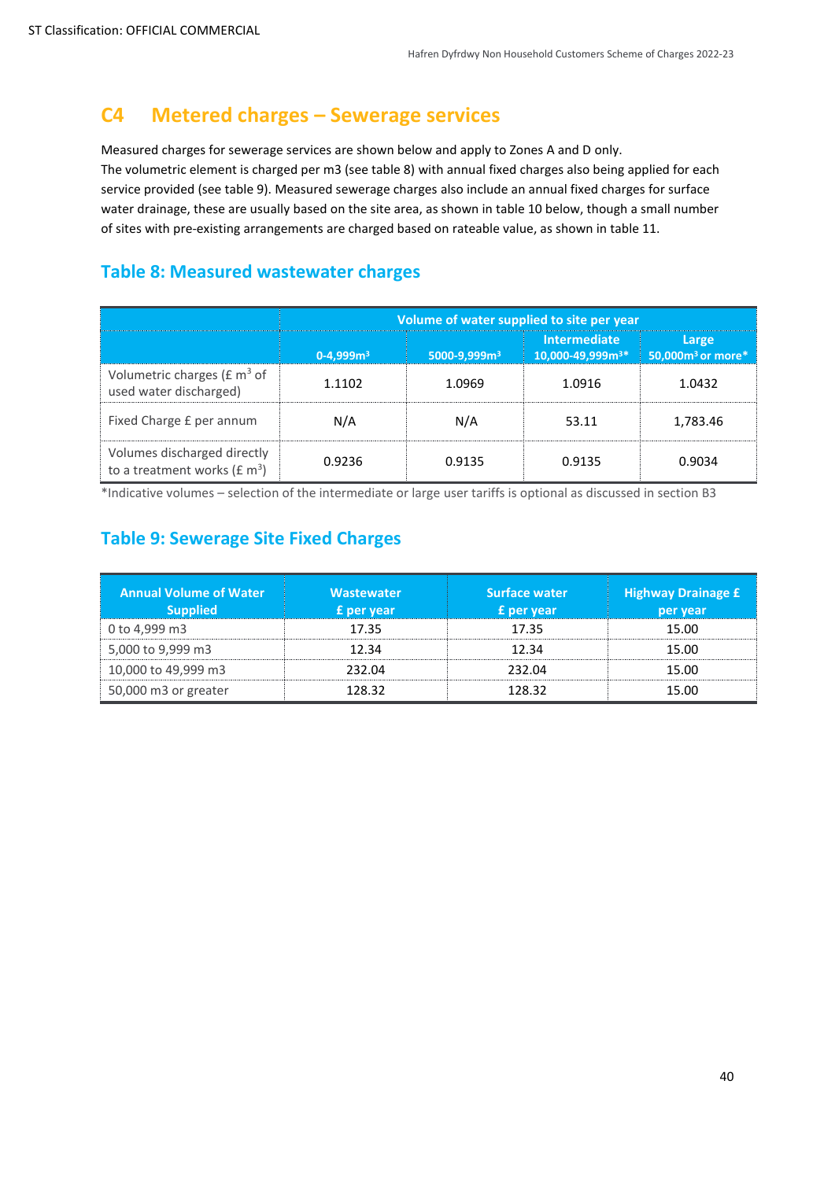## C4 Metered charges – Sewerage services

Measured charges for sewerage services are shown below and apply to Zones A and D only.
The volumetric element is charged per m3 (see table 8) with annual fixed charges also being applied for each service provided (see table 9). Measured sewerage charges also include an annual fixed charges for surface water drainage, these are usually based on the site area, as shown in table 10 below, though a small number of sites with pre-existing arrangements are charged based on rateable value, as shown in table 11.

### Table 8: Measured wastewater charges

| | Volume of water supplied to site per year | | | |
|---|---|---|---|---|
| | 0-4,999m$^3$ | 5000-9,999m$^3$ | Intermediate 10,000-49,999m$^3$* | Large 50,000m$^3$ or more* |
| Volumetric charges (£ m$^3$ of used water discharged) | 1.1102 | 1.0969 | 1.0916 | 1.0432 |
| Fixed Charge £ per annum | N/A | N/A | 53.11 | 1,783.46 |
| Volumes discharged directly to a treatment works (£ m$^3$) | 0.9236 | 0.9135 | 0.9135 | 0.9034 |

*Indicative volumes – selection of the intermediate or large user tariffs is optional as discussed in section B3

### Table 9: Sewerage Site Fixed Charges

| Annual Volume of Water Supplied | Wastewater £ per year | Surface water £ per year | Highway Drainage £ per year |
|---|---|---|---|
| 0 to 4,999 m3 | 17.35 | 17.35 | 15.00 |
| 5,000 to 9,999 m3 | 12.34 | 12.34 | 15.00 |
| 10,000 to 49,999 m3 | 232.04 | 232.04 | 15.00 |
| 50,000 m3 or greater | 128.32 | 128.32 | 15.00 |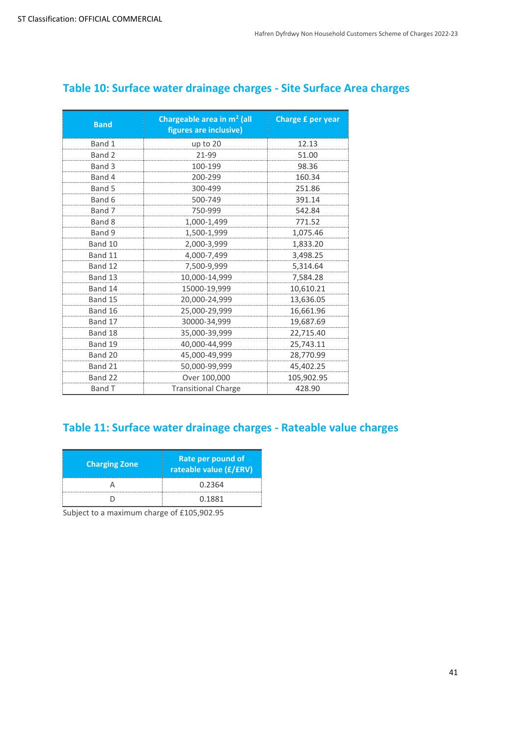## Table 10: Surface water drainage charges - Site Surface Area charges

| Band | Chargeable area in $m^2$ (all figures are inclusive) | Charge £ per year |
|---|---|---|
| Band 1 | up to 20 | 12.13 |
| Band 2 | 21-99 | 51.00 |
| Band 3 | 100-199 | 98.36 |
| Band 4 | 200-299 | 160.34 |
| Band 5 | 300-499 | 251.86 |
| Band 6 | 500-749 | 391.14 |
| Band 7 | 750-999 | 542.84 |
| Band 8 | 1,000-1,499 | 771.52 |
| Band 9 | 1,500-1,999 | 1,075.46 |
| Band 10 | 2,000-3,999 | 1,833.20 |
| Band 11 | 4,000-7,499 | 3,498.25 |
| Band 12 | 7,500-9,999 | 5,314.64 |
| Band 13 | 10,000-14,999 | 7,584.28 |
| Band 14 | 15000-19,999 | 10,610.21 |
| Band 15 | 20,000-24,999 | 13,636.05 |
| Band 16 | 25,000-29,999 | 16,661.96 |
| Band 17 | 30000-34,999 | 19,687.69 |
| Band 18 | 35,000-39,999 | 22,715.40 |
| Band 19 | 40,000-44,999 | 25,743.11 |
| Band 20 | 45,000-49,999 | 28,770.99 |
| Band 21 | 50,000-99,999 | 45,402.25 |
| Band 22 | Over 100,000 | 105,902.95 |
| Band T | Transitional Charge | 428.90 |

## Table 11: Surface water drainage charges - Rateable value charges

| Charging Zone | Rate per pound of rateable value (£/£RV) |
|---|---|
| A | 0.2364 |
| D | 0.1881 |

Subject to a maximum charge of £105,902.95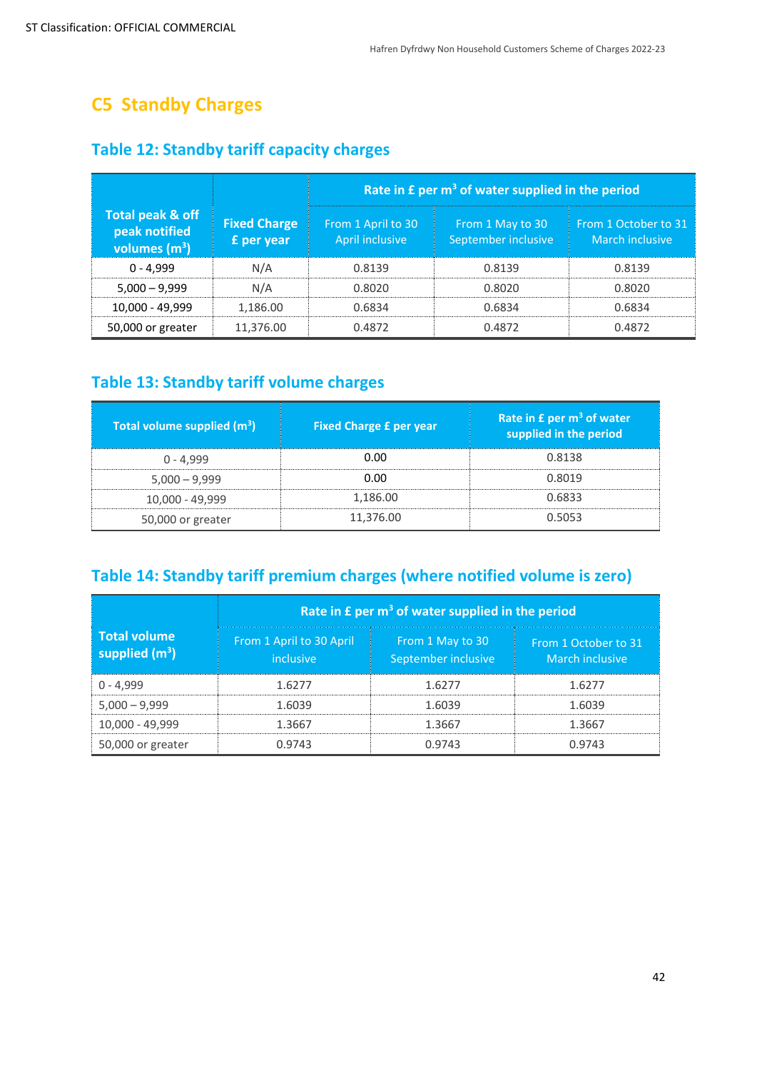## C5 Standby Charges

### Table 12: Standby tariff capacity charges

| Total peak & off peak notified volumes ($m^3$) | Fixed Charge £ per year | Rate in £ per $m^3$ of water supplied in the period | | |
|---|---|---|---|---|
| | | From 1 April to 30 April inclusive | From 1 May to 30 September inclusive | From 1 October to 31 March inclusive |
| 0 - 4,999 | N/A | 0.8139 | 0.8139 | 0.8139 |
| 5,000 – 9,999 | N/A | 0.8020 | 0.8020 | 0.8020 |
| 10,000 - 49,999 | 1,186.00 | 0.6834 | 0.6834 | 0.6834 |
| 50,000 or greater | 11,376.00 | 0.4872 | 0.4872 | 0.4872 |

### Table 13: Standby tariff volume charges

| Total volume supplied ($m^3$) | Fixed Charge £ per year | Rate in £ per $m^3$ of water supplied in the period |
|---|---|---|
| 0 - 4,999 | 0.00 | 0.8138 |
| 5,000 – 9,999 | 0.00 | 0.8019 |
| 10,000 - 49,999 | 1,186.00 | 0.6833 |
| 50,000 or greater | 11,376.00 | 0.5053 |

### Table 14: Standby tariff premium charges (where notified volume is zero)

| Total volume supplied ($m^3$) | Rate in £ per $m^3$ of water supplied in the period | | |
|---|---|---|---|
| | From 1 April to 30 April inclusive | From 1 May to 30 September inclusive | From 1 October to 31 March inclusive |
| 0 - 4,999 | 1.6277 | 1.6277 | 1.6277 |
| 5,000 – 9,999 | 1.6039 | 1.6039 | 1.6039 |
| 10,000 - 49,999 | 1.3667 | 1.3667 | 1.3667 |
| 50,000 or greater | 0.9743 | 0.9743 | 0.9743 |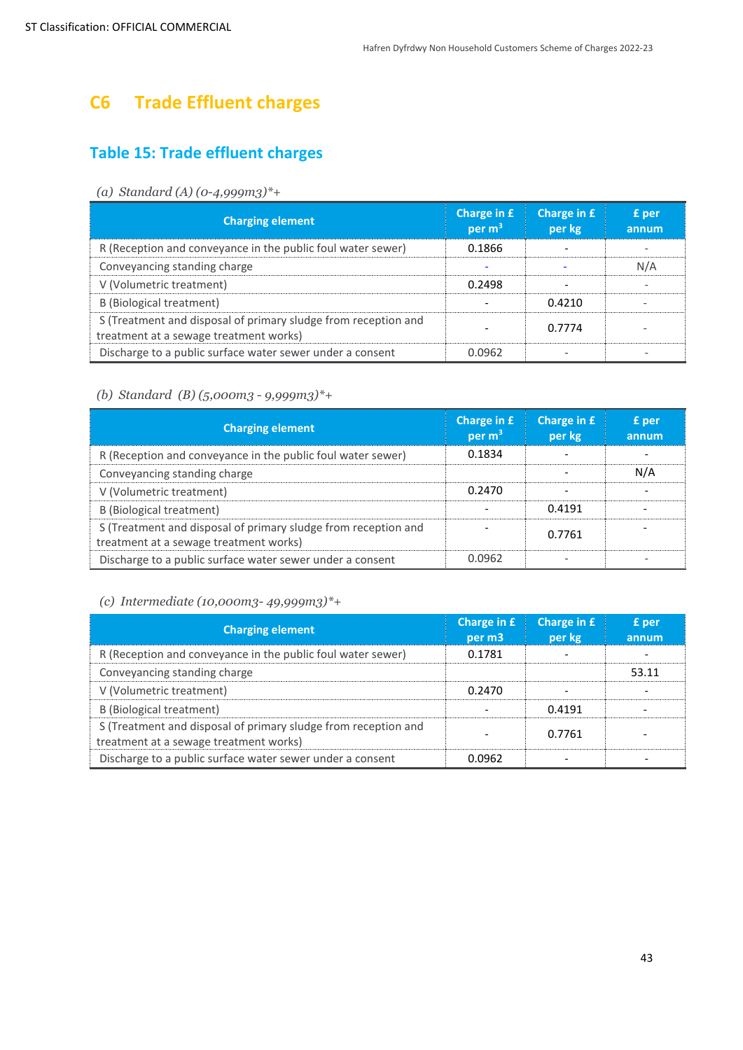## C6 Trade Effluent charges

### Table 15: Trade effluent charges

*(a) Standard (A) (0-4,999m3)*+*

| Charging element | Charge in £ per $m^3$ | Charge in £ per kg | £ per annum |
|---|---|---|---|
| R (Reception and conveyance in the public foul water sewer) | 0.1866 | - | - |
| Conveyancing standing charge | - | - | N/A |
| V (Volumetric treatment) | 0.2498 | - | - |
| B (Biological treatment) | - | 0.4210 | - |
| S (Treatment and disposal of primary sludge from reception and treatment at a sewage treatment works) | - | 0.7774 | - |
| Discharge to a public surface water sewer under a consent | 0.0962 | - | - |

*(b) Standard (B) (5,000m3 - 9,999m3)*+*

| Charging element | Charge in £ per $m^3$ | Charge in £ per kg | £ per annum |
|---|---|---|---|
| R (Reception and conveyance in the public foul water sewer) | 0.1834 | - | - |
| Conveyancing standing charge | | - | N/A |
| V (Volumetric treatment) | 0.2470 | - | - |
| B (Biological treatment) | - | 0.4191 | - |
| S (Treatment and disposal of primary sludge from reception and treatment at a sewage treatment works) | - | 0.7761 | - |
| Discharge to a public surface water sewer under a consent | 0.0962 | - | - |

*(c) Intermediate (10,000m3- 49,999m3)*+*

| Charging element | Charge in £ per m3 | Charge in £ per kg | £ per annum |
|---|---|---|---|
| R (Reception and conveyance in the public foul water sewer) | 0.1781 | - | - |
| Conveyancing standing charge | | | 53.11 |
| V (Volumetric treatment) | 0.2470 | - | - |
| B (Biological treatment) | - | 0.4191 | - |
| S (Treatment and disposal of primary sludge from reception and treatment at a sewage treatment works) | - | 0.7761 | - |
| Discharge to a public surface water sewer under a consent | 0.0962 | - | - |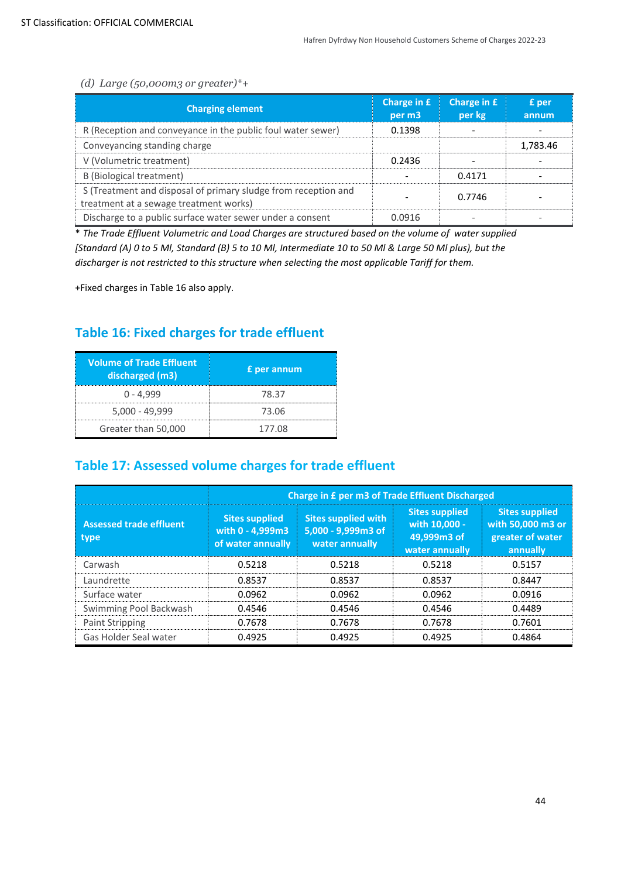*(d) Large (50,000m3 or greater)*+*

| Charging element | Charge in £ per m3 | Charge in £ per kg | £ per annum |
|---|---|---|---|
| R (Reception and conveyance in the public foul water sewer) | 0.1398 | - | - |
| Conveyancing standing charge | | | 1,783.46 |
| V (Volumetric treatment) | 0.2436 | - | - |
| B (Biological treatment) | - | 0.4171 | - |
| S (Treatment and disposal of primary sludge from reception and treatment at a sewage treatment works) | - | 0.7746 | - |
| Discharge to a public surface water sewer under a consent | 0.0916 | - | - |

*\* The Trade Effluent Volumetric and Load Charges are structured based on the volume of water supplied [Standard (A) 0 to 5 Ml, Standard (B) 5 to 10 Ml, Intermediate 10 to 50 Ml & Large 50 Ml plus), but the discharger is not restricted to this structure when selecting the most applicable Tariff for them.*

+Fixed charges in Table 16 also apply.

## Table 16: Fixed charges for trade effluent

| Volume of Trade Effluent discharged (m3) | £ per annum |
|---|---|
| 0 - 4,999 | 78.37 |
| 5,000 - 49,999 | 73.06 |
| Greater than 50,000 | 177.08 |

## Table 17: Assessed volume charges for trade effluent

| | Charge in £ per m3 of Trade Effluent Discharged | | | |
|---|---|---|---|---|
| Assessed trade effluent type | Sites supplied with 0 - 4,999m3 of water annually | Sites supplied with 5,000 - 9,999m3 of water annually | Sites supplied with 10,000 - 49,999m3 of water annually | Sites supplied with 50,000 m3 or greater of water annually |
| Carwash | 0.5218 | 0.5218 | 0.5218 | 0.5157 |
| Laundrette | 0.8537 | 0.8537 | 0.8537 | 0.8447 |
| Surface water | 0.0962 | 0.0962 | 0.0962 | 0.0916 |
| Swimming Pool Backwash | 0.4546 | 0.4546 | 0.4546 | 0.4489 |
| Paint Stripping | 0.7678 | 0.7678 | 0.7678 | 0.7601 |
| Gas Holder Seal water | 0.4925 | 0.4925 | 0.4925 | 0.4864 |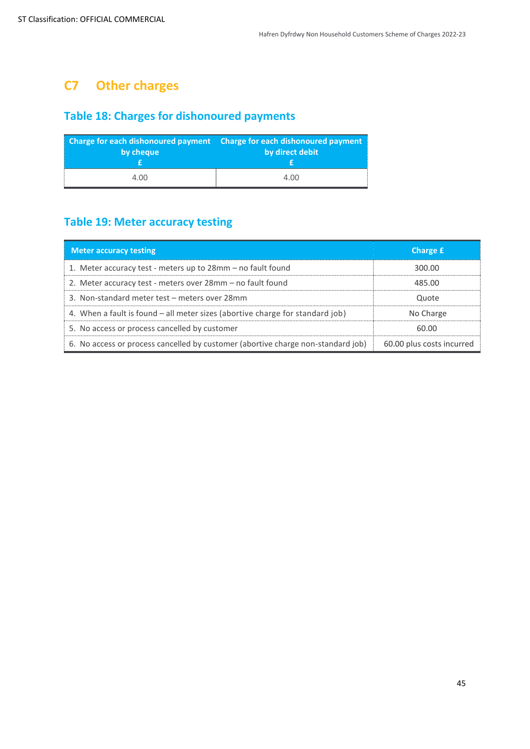## C7 Other charges

### Table 18: Charges for dishonoured payments

| Charge for each dishonoured payment by cheque £ | Charge for each dishonoured payment by direct debit £ |
|---|---|
| 4.00 | 4.00 |

### Table 19: Meter accuracy testing

| Meter accuracy testing | Charge £ |
|---|---|
| 1. Meter accuracy test - meters up to 28mm – no fault found | 300.00 |
| 2. Meter accuracy test - meters over 28mm – no fault found | 485.00 |
| 3. Non-standard meter test – meters over 28mm | Quote |
| 4. When a fault is found – all meter sizes (abortive charge for standard job) | No Charge |
| 5. No access or process cancelled by customer | 60.00 |
| 6. No access or process cancelled by customer (abortive charge non-standard job) | 60.00 plus costs incurred |